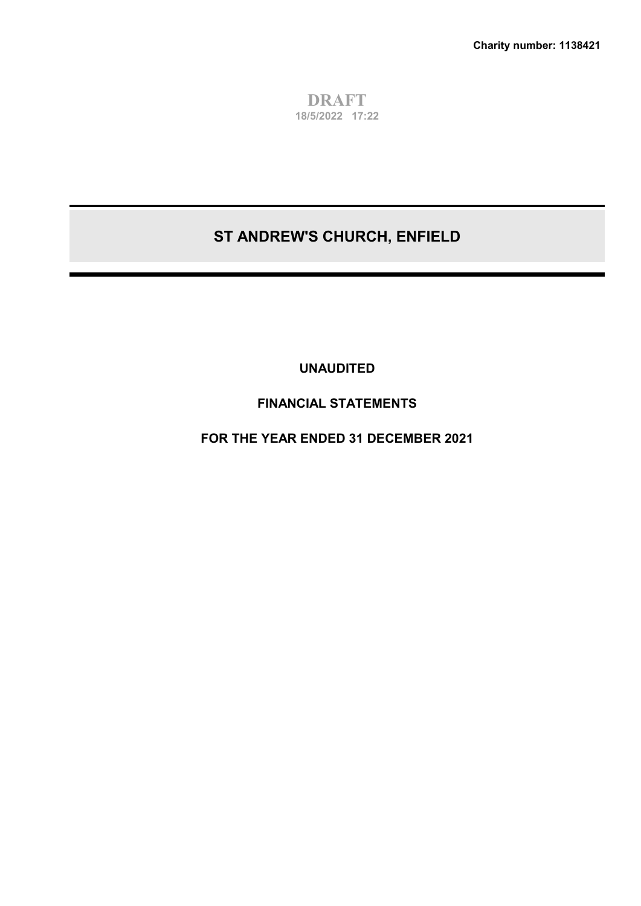**Charity number: 1138421**

**DRAFT**
**18/5/2022 17:22**

# ST ANDREW'S CHURCH, ENFIELD

**UNAUDITED**

**FINANCIAL STATEMENTS**

**FOR THE YEAR ENDED 31 DECEMBER 2021**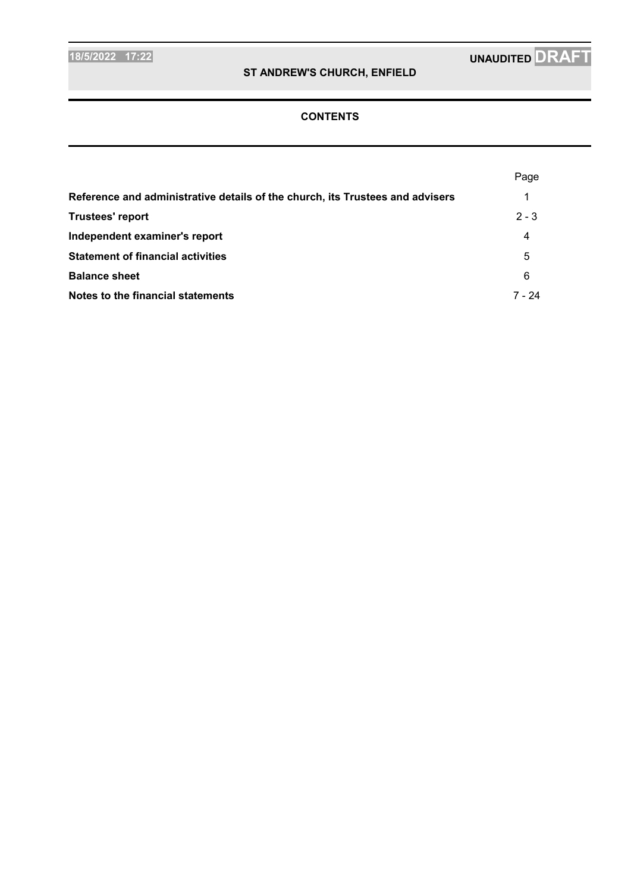# ST ANDREW'S CHURCH, ENFIELD

## CONTENTS

| | Page |
|---|---|
| **Reference and administrative details of the church, its Trustees and advisers** | 1 |
| **Trustees' report** | 2 - 3 |
| **Independent examiner's report** | 4 |
| **Statement of financial activities** | 5 |
| **Balance sheet** | 6 |
| **Notes to the financial statements** | 7 - 24 |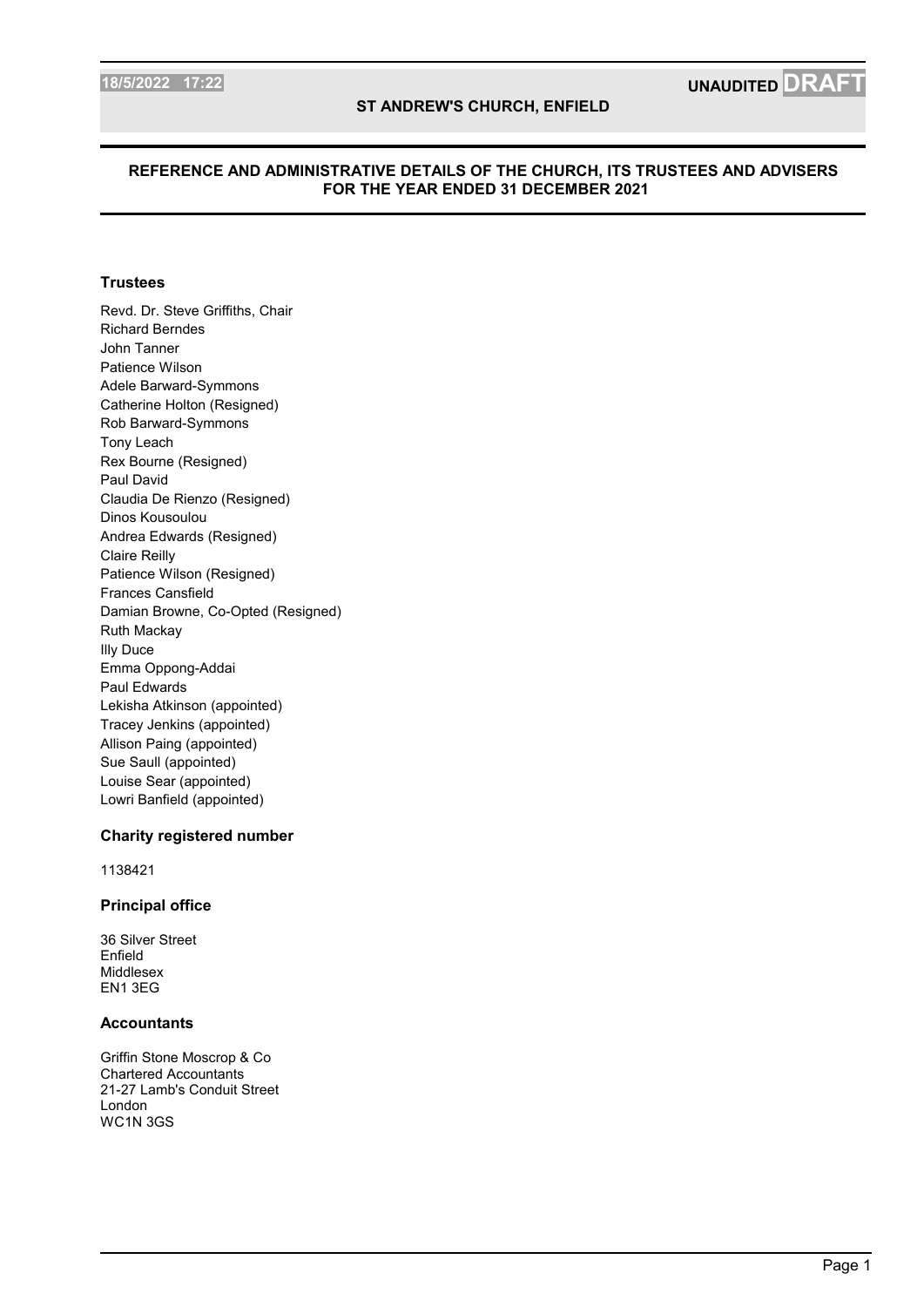# REFERENCE AND ADMINISTRATIVE DETAILS OF THE CHURCH, ITS TRUSTEES AND ADVISERS FOR THE YEAR ENDED 31 DECEMBER 2021

### Trustees

Revd. Dr. Steve Griffiths, Chair
Richard Berndes
John Tanner
Patience Wilson
Adele Barward-Symmons
Catherine Holton (Resigned)
Rob Barward-Symmons
Tony Leach
Rex Bourne (Resigned)
Paul David
Claudia De Rienzo (Resigned)
Dinos Kousoulou
Andrea Edwards (Resigned)
Claire Reilly
Patience Wilson (Resigned)
Frances Cansfield
Damian Browne, Co-Opted (Resigned)
Ruth Mackay
Illy Duce
Emma Oppong-Addai
Paul Edwards
Lekisha Atkinson (appointed)
Tracey Jenkins (appointed)
Allison Paing (appointed)
Sue Saull (appointed)
Louise Sear (appointed)
Lowri Banfield (appointed)

### Charity registered number

1138421

### Principal office

36 Silver Street
Enfield
Middlesex
EN1 3EG

### Accountants

Griffin Stone Moscrop & Co
Chartered Accountants
21-27 Lamb's Conduit Street
London
WC1N 3GS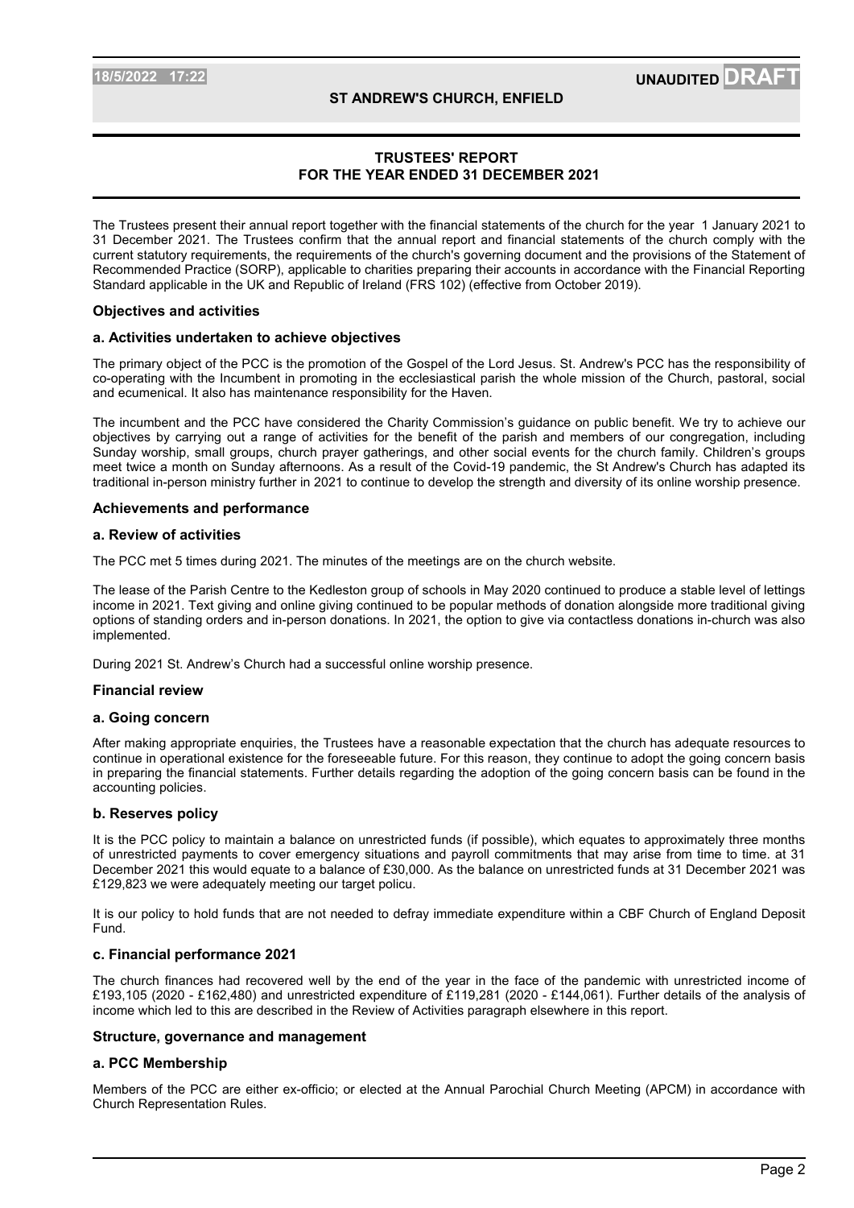# TRUSTEES' REPORT
# FOR THE YEAR ENDED 31 DECEMBER 2021

The Trustees present their annual report together with the financial statements of the church for the year 1 January 2021 to 31 December 2021. The Trustees confirm that the annual report and financial statements of the church comply with the current statutory requirements, the requirements of the church's governing document and the provisions of the Statement of Recommended Practice (SORP), applicable to charities preparing their accounts in accordance with the Financial Reporting Standard applicable in the UK and Republic of Ireland (FRS 102) (effective from October 2019).

## Objectives and activities

### a. Activities undertaken to achieve objectives

The primary object of the PCC is the promotion of the Gospel of the Lord Jesus. St. Andrew's PCC has the responsibility of co-operating with the Incumbent in promoting in the ecclesiastical parish the whole mission of the Church, pastoral, social and ecumenical. It also has maintenance responsibility for the Haven.

The incumbent and the PCC have considered the Charity Commission's guidance on public benefit. We try to achieve our objectives by carrying out a range of activities for the benefit of the parish and members of our congregation, including Sunday worship, small groups, church prayer gatherings, and other social events for the church family. Children's groups meet twice a month on Sunday afternoons. As a result of the Covid-19 pandemic, the St Andrew's Church has adapted its traditional in-person ministry further in 2021 to continue to develop the strength and diversity of its online worship presence.

## Achievements and performance

### a. Review of activities

The PCC met 5 times during 2021. The minutes of the meetings are on the church website.

The lease of the Parish Centre to the Kedleston group of schools in May 2020 continued to produce a stable level of lettings income in 2021. Text giving and online giving continued to be popular methods of donation alongside more traditional giving options of standing orders and in-person donations. In 2021, the option to give via contactless donations in-church was also implemented.

During 2021 St. Andrew's Church had a successful online worship presence.

## Financial review

### a. Going concern

After making appropriate enquiries, the Trustees have a reasonable expectation that the church has adequate resources to continue in operational existence for the foreseeable future. For this reason, they continue to adopt the going concern basis in preparing the financial statements. Further details regarding the adoption of the going concern basis can be found in the accounting policies.

### b. Reserves policy

It is the PCC policy to maintain a balance on unrestricted funds (if possible), which equates to approximately three months of unrestricted payments to cover emergency situations and payroll commitments that may arise from time to time. at 31 December 2021 this would equate to a balance of £30,000. As the balance on unrestricted funds at 31 December 2021 was £129,823 we were adequately meeting our target policu.

It is our policy to hold funds that are not needed to defray immediate expenditure within a CBF Church of England Deposit Fund.

### c. Financial performance 2021

The church finances had recovered well by the end of the year in the face of the pandemic with unrestricted income of £193,105 (2020 - £162,480) and unrestricted expenditure of £119,281 (2020 - £144,061). Further details of the analysis of income which led to this are described in the Review of Activities paragraph elsewhere in this report.

## Structure, governance and management

### a. PCC Membership

Members of the PCC are either ex-officio; or elected at the Annual Parochial Church Meeting (APCM) in accordance with Church Representation Rules.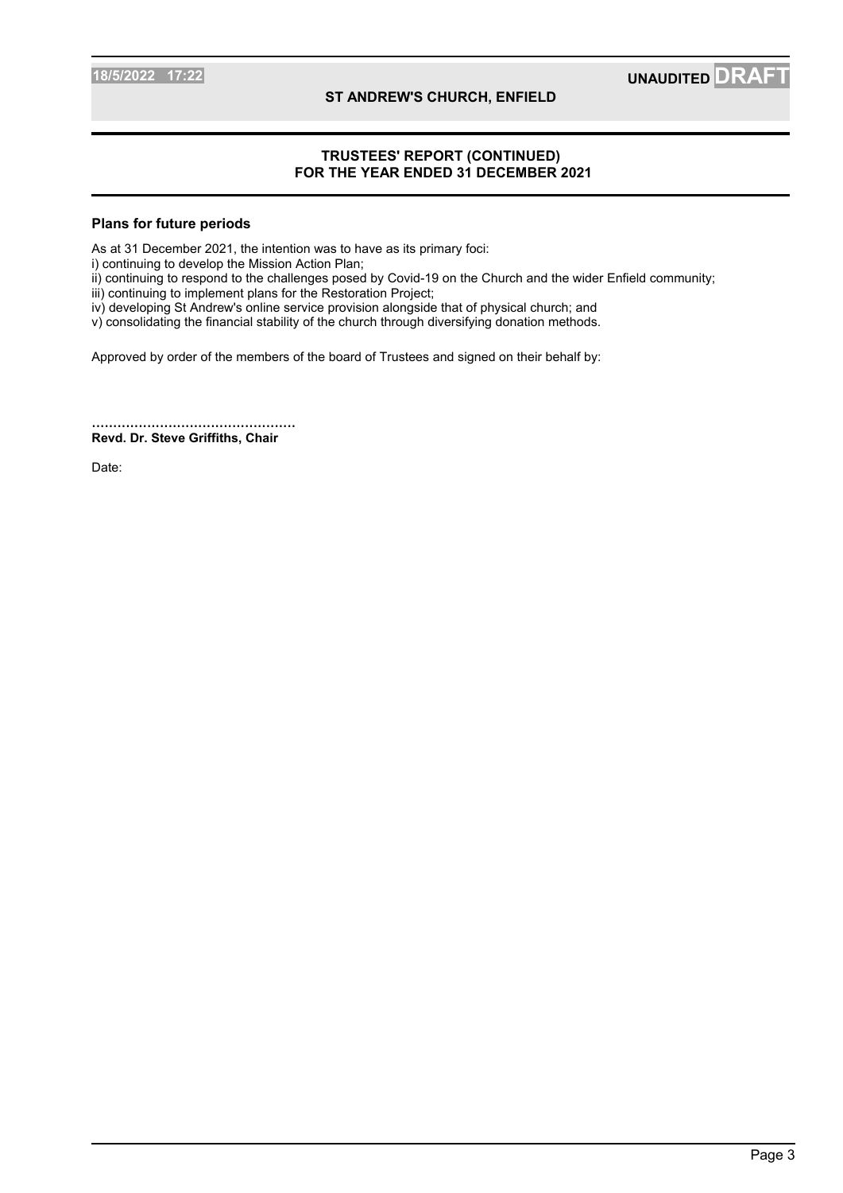## TRUSTEES' REPORT (CONTINUED)
## FOR THE YEAR ENDED 31 DECEMBER 2021

### Plans for future periods

As at 31 December 2021, the intention was to have as its primary foci:
i) continuing to develop the Mission Action Plan;
ii) continuing to respond to the challenges posed by Covid-19 on the Church and the wider Enfield community;
iii) continuing to implement plans for the Restoration Project;
iv) developing St Andrew's online service provision alongside that of physical church; and
v) consolidating the financial stability of the church through diversifying donation methods.

Approved by order of the members of the board of Trustees and signed on their behalf by:

...............................................
**Revd. Dr. Steve Griffiths, Chair**

Date: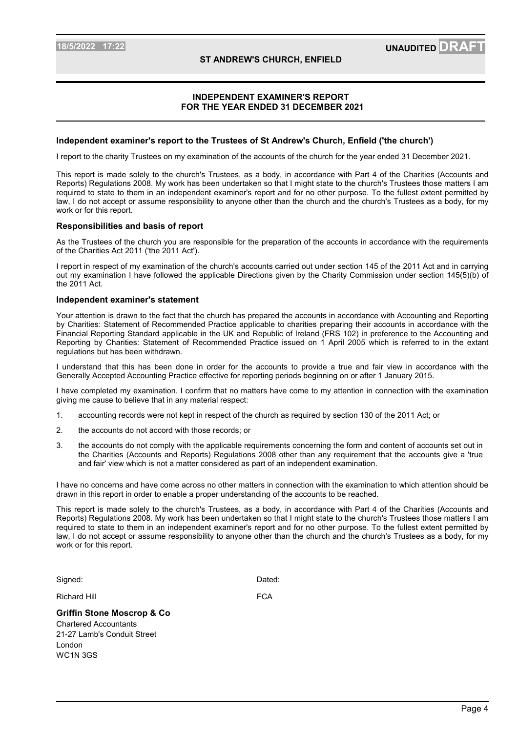# INDEPENDENT EXAMINER'S REPORT
# FOR THE YEAR ENDED 31 DECEMBER 2021

### Independent examiner's report to the Trustees of St Andrew's Church, Enfield ('the church')

I report to the charity Trustees on my examination of the accounts of the church for the year ended 31 December 2021.

This report is made solely to the church's Trustees, as a body, in accordance with Part 4 of the Charities (Accounts and Reports) Regulations 2008. My work has been undertaken so that I might state to the church's Trustees those matters I am required to state to them in an independent examiner's report and for no other purpose. To the fullest extent permitted by law, I do not accept or assume responsibility to anyone other than the church and the church's Trustees as a body, for my work or for this report.

### Responsibilities and basis of report

As the Trustees of the church you are responsible for the preparation of the accounts in accordance with the requirements of the Charities Act 2011 ('the 2011 Act').

I report in respect of my examination of the church's accounts carried out under section 145 of the 2011 Act and in carrying out my examination I have followed the applicable Directions given by the Charity Commission under section 145(5)(b) of the 2011 Act.

### Independent examiner's statement

Your attention is drawn to the fact that the church has prepared the accounts in accordance with Accounting and Reporting by Charities: Statement of Recommended Practice applicable to charities preparing their accounts in accordance with the Financial Reporting Standard applicable in the UK and Republic of Ireland (FRS 102) in preference to the Accounting and Reporting by Charities: Statement of Recommended Practice issued on 1 April 2005 which is referred to in the extant regulations but has been withdrawn.

I understand that this has been done in order for the accounts to provide a true and fair view in accordance with the Generally Accepted Accounting Practice effective for reporting periods beginning on or after 1 January 2015.

I have completed my examination. I confirm that no matters have come to my attention in connection with the examination giving me cause to believe that in any material respect:

1. accounting records were not kept in respect of the church as required by section 130 of the 2011 Act; or
2. the accounts do not accord with those records; or
3. the accounts do not comply with the applicable requirements concerning the form and content of accounts set out in the Charities (Accounts and Reports) Regulations 2008 other than any requirement that the accounts give a 'true and fair' view which is not a matter considered as part of an independent examination.

I have no concerns and have come across no other matters in connection with the examination to which attention should be drawn in this report in order to enable a proper understanding of the accounts to be reached.

This report is made solely to the church's Trustees, as a body, in accordance with Part 4 of the Charities (Accounts and Reports) Regulations 2008. My work has been undertaken so that I might state to the church's Trustees those matters I am required to state to them in an independent examiner's report and for no other purpose. To the fullest extent permitted by law, I do not accept or assume responsibility to anyone other than the church and the church's Trustees as a body, for my work or for this report.

Signed: Dated:

Richard Hill FCA

**Griffin Stone Moscrop & Co**
Chartered Accountants
21-27 Lamb's Conduit Street
London
WC1N 3GS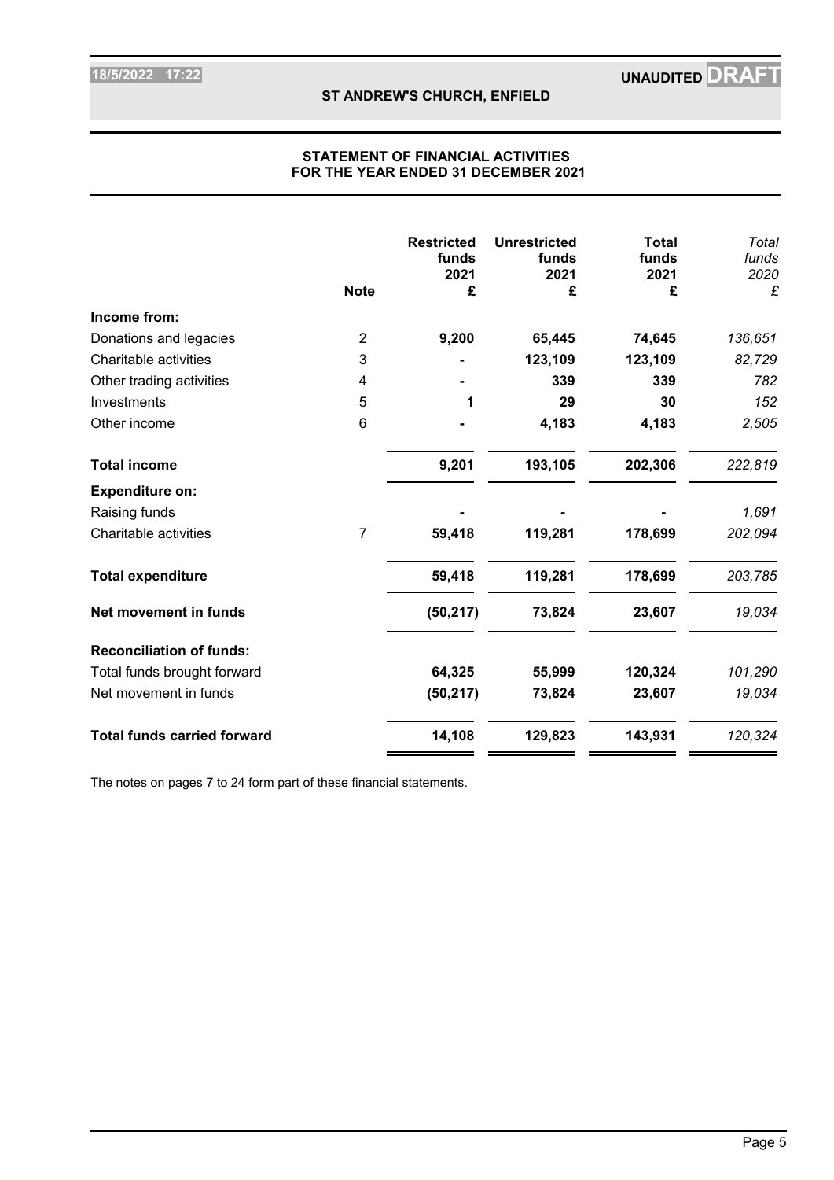# STATEMENT OF FINANCIAL ACTIVITIES
## FOR THE YEAR ENDED 31 DECEMBER 2021

| | Note | Restricted funds 2021 £ | Unrestricted funds 2021 £ | Total funds 2021 £ | *Total funds 2020 £* |
|---|---|---|---|---|---|
| **Income from:** | | | | | |
| Donations and legacies | 2 | **9,200** | **65,445** | **74,645** | *136,651* |
| Charitable activities | 3 | **-** | **123,109** | **123,109** | *82,729* |
| Other trading activities | 4 | **-** | **339** | **339** | *782* |
| Investments | 5 | **1** | **29** | **30** | *152* |
| Other income | 6 | **-** | **4,183** | **4,183** | *2,505* |
| **Total income** | | **9,201** | **193,105** | **202,306** | *222,819* |
| **Expenditure on:** | | | | | |
| Raising funds | | **-** | **-** | **-** | *1,691* |
| Charitable activities | 7 | **59,418** | **119,281** | **178,699** | *202,094* |
| **Total expenditure** | | **59,418** | **119,281** | **178,699** | *203,785* |
| **Net movement in funds** | | **(50,217)** | **73,824** | **23,607** | *19,034* |
| **Reconciliation of funds:** | | | | | |
| Total funds brought forward | | **64,325** | **55,999** | **120,324** | *101,290* |
| Net movement in funds | | **(50,217)** | **73,824** | **23,607** | *19,034* |
| **Total funds carried forward** | | **14,108** | **129,823** | **143,931** | *120,324* |

The notes on pages 7 to 24 form part of these financial statements.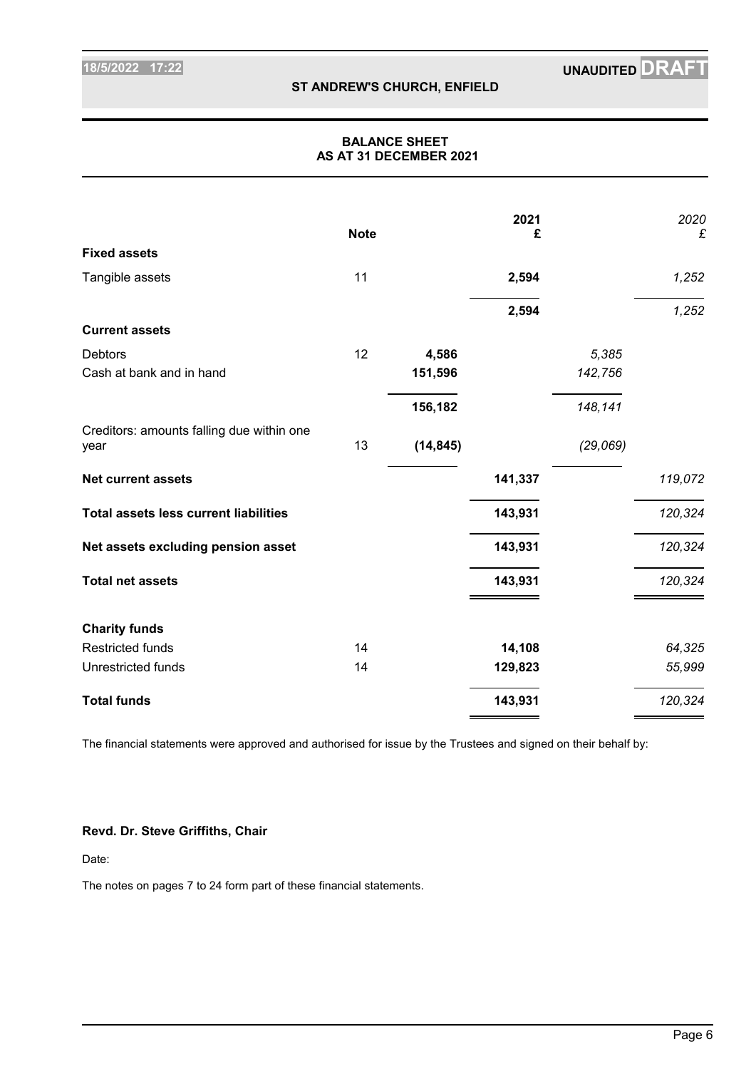**UNAUDITED DRAFT**

## ST ANDREW'S CHURCH, ENFIELD

## BALANCE SHEET
## AS AT 31 DECEMBER 2021

| | Note | | 2021 £ | | *2020 £* |
|---|---|---|---|---|---|
| **Fixed assets** | | | | | |
| Tangible assets | 11 | | **2,594** | | *1,252* |
| | | | **2,594** | | *1,252* |
| **Current assets** | | | | | |
| Debtors | 12 | **4,586** | | *5,385* | |
| Cash at bank and in hand | | **151,596** | | *142,756* | |
| | | **156,182** | | *148,141* | |
| Creditors: amounts falling due within one year | 13 | **(14,845)** | | *(29,069)* | |
| **Net current assets** | | | **141,337** | | *119,072* |
| **Total assets less current liabilities** | | | **143,931** | | *120,324* |
| **Net assets excluding pension asset** | | | **143,931** | | *120,324* |
| **Total net assets** | | | **143,931** | | *120,324* |
| **Charity funds** | | | | | |
| Restricted funds | 14 | | **14,108** | | *64,325* |
| Unrestricted funds | 14 | | **129,823** | | *55,999* |
| **Total funds** | | | **143,931** | | *120,324* |

The financial statements were approved and authorised for issue by the Trustees and signed on their behalf by:

**Revd. Dr. Steve Griffiths, Chair**

Date:

The notes on pages 7 to 24 form part of these financial statements.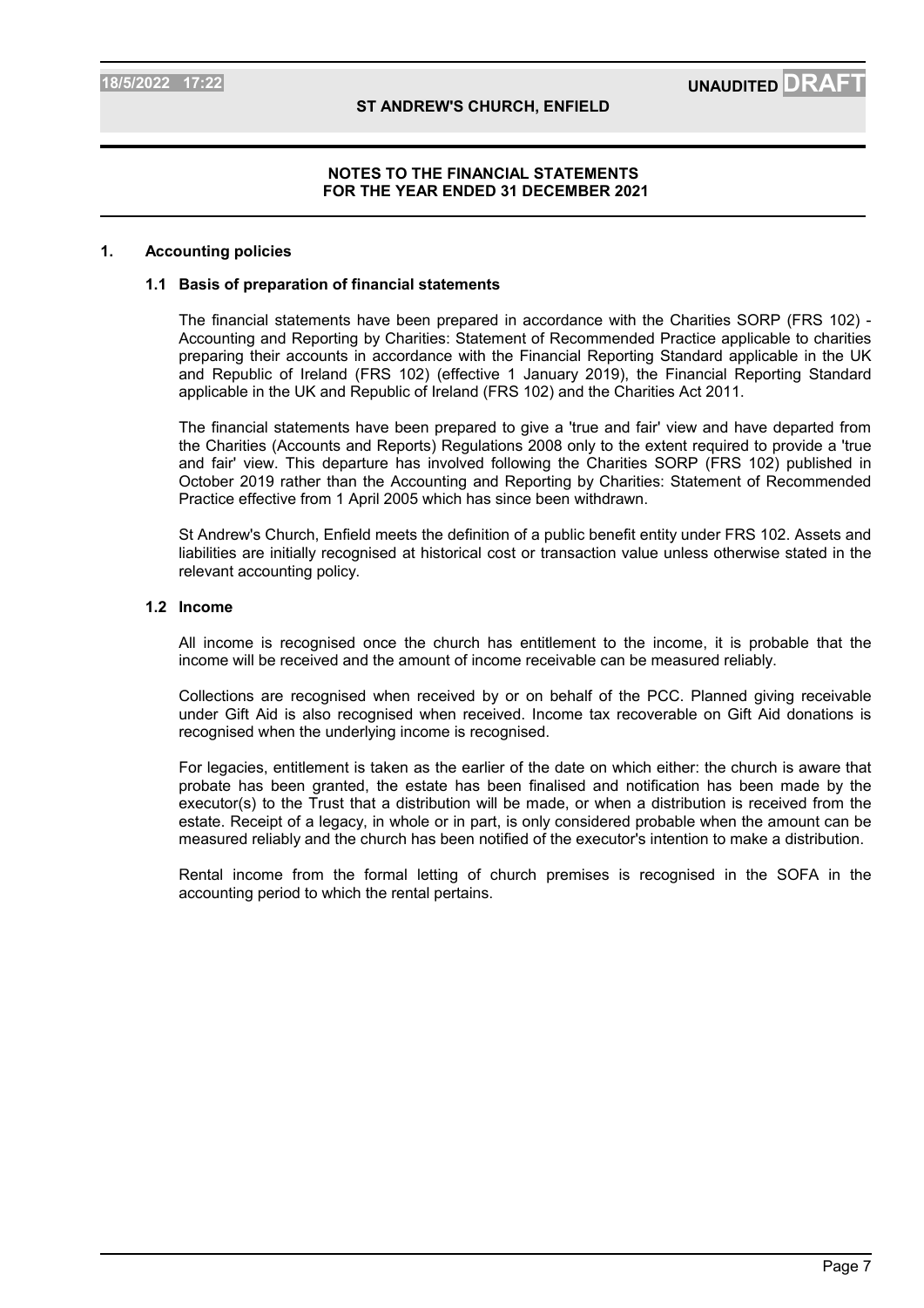## NOTES TO THE FINANCIAL STATEMENTS FOR THE YEAR ENDED 31 DECEMBER 2021

### 1. Accounting policies

#### 1.1 Basis of preparation of financial statements

The financial statements have been prepared in accordance with the Charities SORP (FRS 102) - Accounting and Reporting by Charities: Statement of Recommended Practice applicable to charities preparing their accounts in accordance with the Financial Reporting Standard applicable in the UK and Republic of Ireland (FRS 102) (effective 1 January 2019), the Financial Reporting Standard applicable in the UK and Republic of Ireland (FRS 102) and the Charities Act 2011.

The financial statements have been prepared to give a 'true and fair' view and have departed from the Charities (Accounts and Reports) Regulations 2008 only to the extent required to provide a 'true and fair' view. This departure has involved following the Charities SORP (FRS 102) published in October 2019 rather than the Accounting and Reporting by Charities: Statement of Recommended Practice effective from 1 April 2005 which has since been withdrawn.

St Andrew's Church, Enfield meets the definition of a public benefit entity under FRS 102. Assets and liabilities are initially recognised at historical cost or transaction value unless otherwise stated in the relevant accounting policy.

#### 1.2 Income

All income is recognised once the church has entitlement to the income, it is probable that the income will be received and the amount of income receivable can be measured reliably.

Collections are recognised when received by or on behalf of the PCC. Planned giving receivable under Gift Aid is also recognised when received. Income tax recoverable on Gift Aid donations is recognised when the underlying income is recognised.

For legacies, entitlement is taken as the earlier of the date on which either: the church is aware that probate has been granted, the estate has been finalised and notification has been made by the executor(s) to the Trust that a distribution will be made, or when a distribution is received from the estate. Receipt of a legacy, in whole or in part, is only considered probable when the amount can be measured reliably and the church has been notified of the executor's intention to make a distribution.

Rental income from the formal letting of church premises is recognised in the SOFA in the accounting period to which the rental pertains.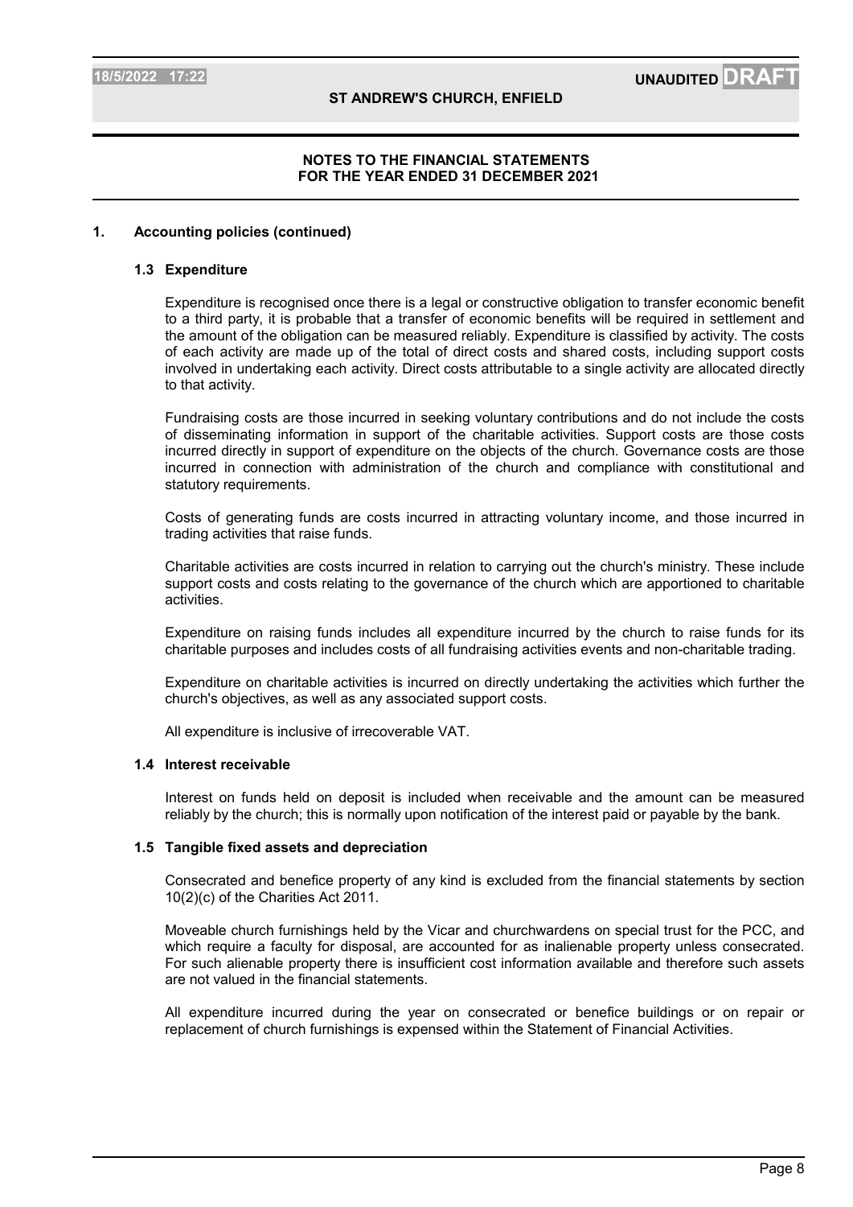## NOTES TO THE FINANCIAL STATEMENTS FOR THE YEAR ENDED 31 DECEMBER 2021

### 1. Accounting policies (continued)

#### 1.3 Expenditure

Expenditure is recognised once there is a legal or constructive obligation to transfer economic benefit to a third party, it is probable that a transfer of economic benefits will be required in settlement and the amount of the obligation can be measured reliably. Expenditure is classified by activity. The costs of each activity are made up of the total of direct costs and shared costs, including support costs involved in undertaking each activity. Direct costs attributable to a single activity are allocated directly to that activity.

Fundraising costs are those incurred in seeking voluntary contributions and do not include the costs of disseminating information in support of the charitable activities. Support costs are those costs incurred directly in support of expenditure on the objects of the church. Governance costs are those incurred in connection with administration of the church and compliance with constitutional and statutory requirements.

Costs of generating funds are costs incurred in attracting voluntary income, and those incurred in trading activities that raise funds.

Charitable activities are costs incurred in relation to carrying out the church's ministry. These include support costs and costs relating to the governance of the church which are apportioned to charitable activities.

Expenditure on raising funds includes all expenditure incurred by the church to raise funds for its charitable purposes and includes costs of all fundraising activities events and non-charitable trading.

Expenditure on charitable activities is incurred on directly undertaking the activities which further the church's objectives, as well as any associated support costs.

All expenditure is inclusive of irrecoverable VAT.

#### 1.4 Interest receivable

Interest on funds held on deposit is included when receivable and the amount can be measured reliably by the church; this is normally upon notification of the interest paid or payable by the bank.

#### 1.5 Tangible fixed assets and depreciation

Consecrated and benefice property of any kind is excluded from the financial statements by section 10(2)(c) of the Charities Act 2011.

Moveable church furnishings held by the Vicar and churchwardens on special trust for the PCC, and which require a faculty for disposal, are accounted for as inalienable property unless consecrated. For such alienable property there is insufficient cost information available and therefore such assets are not valued in the financial statements.

All expenditure incurred during the year on consecrated or benefice buildings or on repair or replacement of church furnishings is expensed within the Statement of Financial Activities.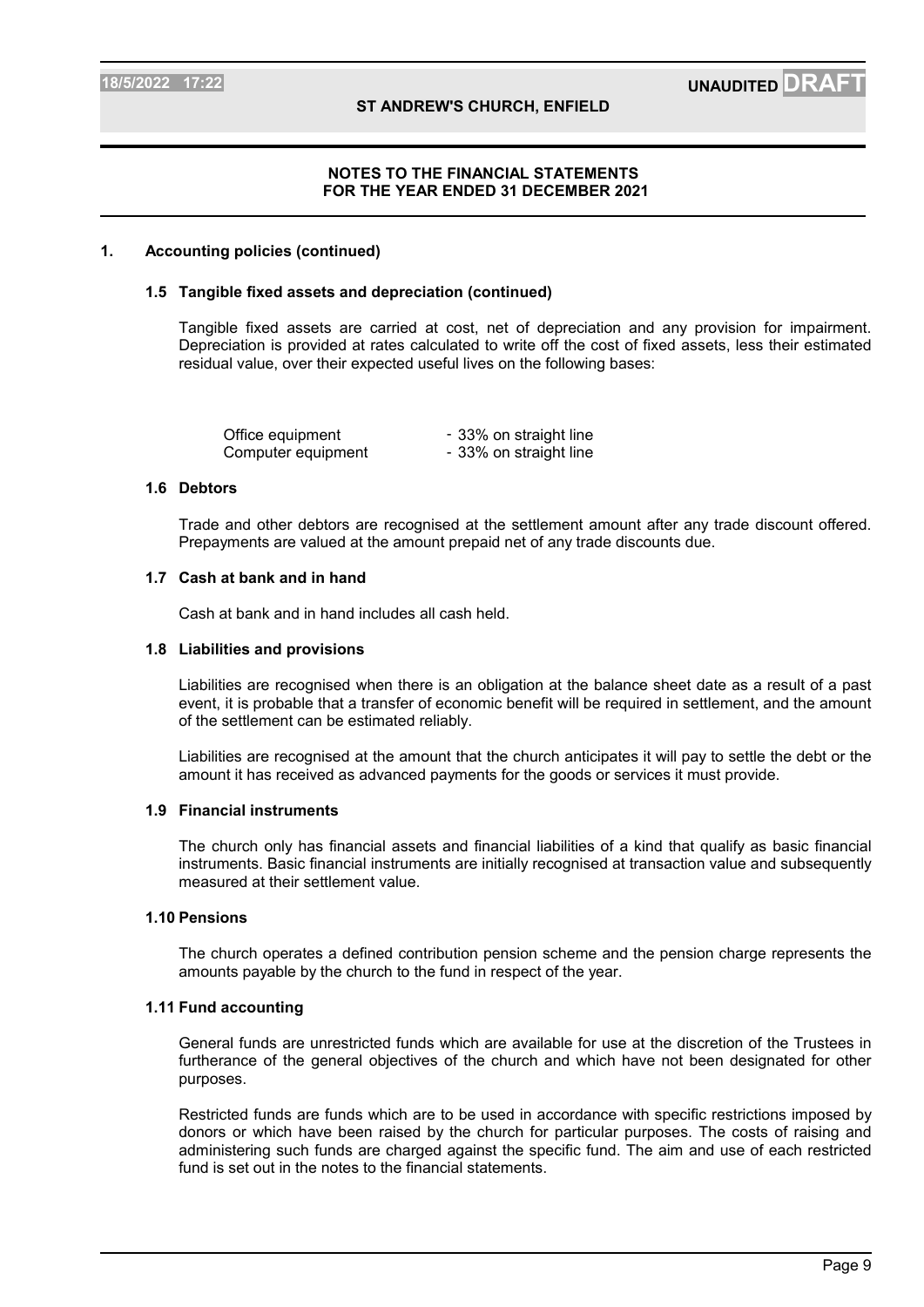# NOTES TO THE FINANCIAL STATEMENTS
## FOR THE YEAR ENDED 31 DECEMBER 2021

## 1. Accounting policies (continued)

### 1.5 Tangible fixed assets and depreciation (continued)

Tangible fixed assets are carried at cost, net of depreciation and any provision for impairment. Depreciation is provided at rates calculated to write off the cost of fixed assets, less their estimated residual value, over their expected useful lives on the following bases:

| | |
|---|---|
| Office equipment | - 33% on straight line |
| Computer equipment | - 33% on straight line |

### 1.6 Debtors

Trade and other debtors are recognised at the settlement amount after any trade discount offered. Prepayments are valued at the amount prepaid net of any trade discounts due.

### 1.7 Cash at bank and in hand

Cash at bank and in hand includes all cash held.

### 1.8 Liabilities and provisions

Liabilities are recognised when there is an obligation at the balance sheet date as a result of a past event, it is probable that a transfer of economic benefit will be required in settlement, and the amount of the settlement can be estimated reliably.

Liabilities are recognised at the amount that the church anticipates it will pay to settle the debt or the amount it has received as advanced payments for the goods or services it must provide.

### 1.9 Financial instruments

The church only has financial assets and financial liabilities of a kind that qualify as basic financial instruments. Basic financial instruments are initially recognised at transaction value and subsequently measured at their settlement value.

### 1.10 Pensions

The church operates a defined contribution pension scheme and the pension charge represents the amounts payable by the church to the fund in respect of the year.

### 1.11 Fund accounting

General funds are unrestricted funds which are available for use at the discretion of the Trustees in furtherance of the general objectives of the church and which have not been designated for other purposes.

Restricted funds are funds which are to be used in accordance with specific restrictions imposed by donors or which have been raised by the church for particular purposes. The costs of raising and administering such funds are charged against the specific fund. The aim and use of each restricted fund is set out in the notes to the financial statements.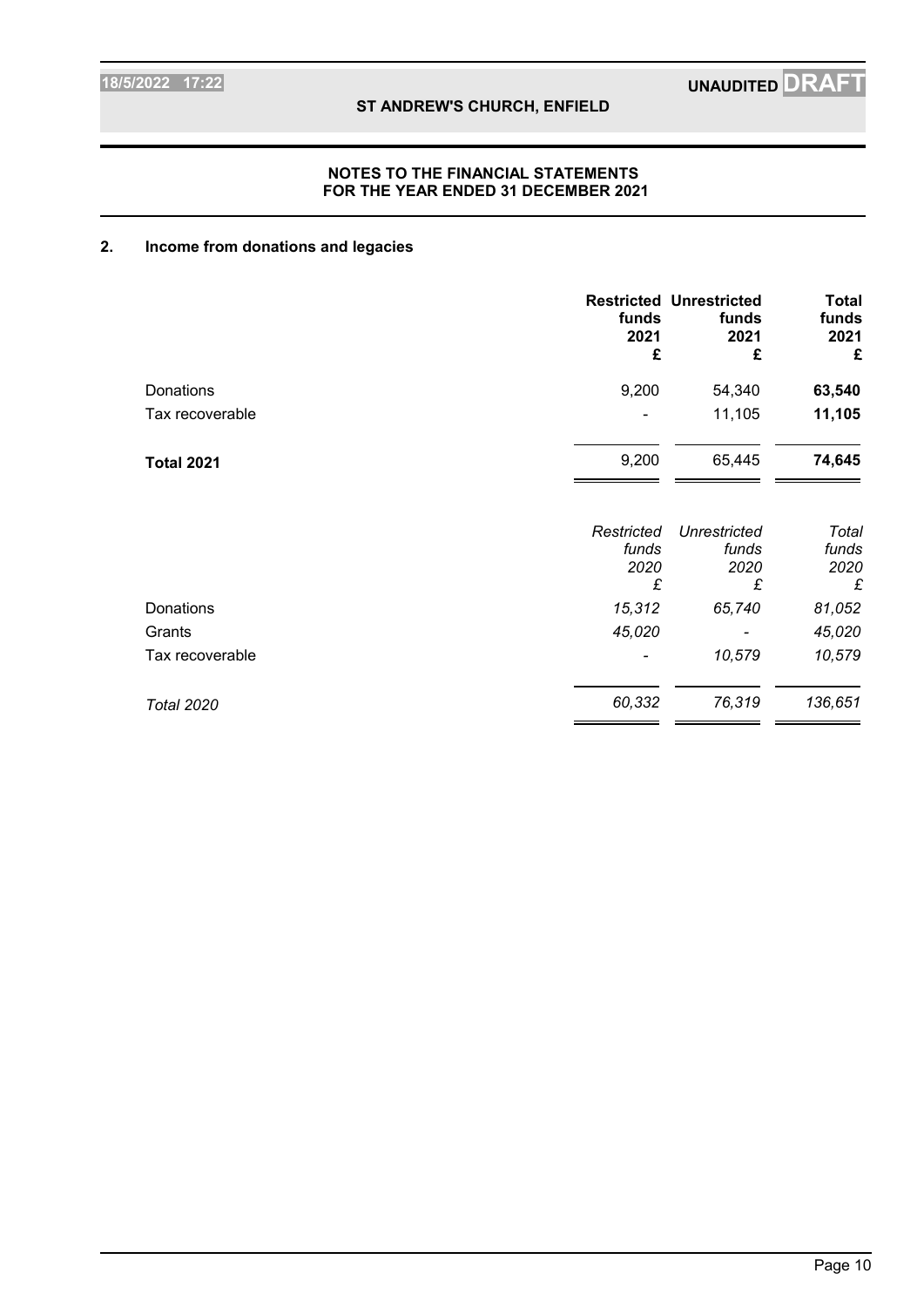**NOTES TO THE FINANCIAL STATEMENTS**
**FOR THE YEAR ENDED 31 DECEMBER 2021**

## 2. Income from donations and legacies

| | Restricted funds 2021 £ | Unrestricted funds 2021 £ | Total funds 2021 £ |
|---|---|---|---|
| Donations | 9,200 | 54,340 | **63,540** |
| Tax recoverable | - | 11,105 | **11,105** |
| **Total 2021** | 9,200 | 65,445 | **74,645** |

| | *Restricted funds 2020 £* | *Unrestricted funds 2020 £* | *Total funds 2020 £* |
|---|---|---|---|
| Donations | *15,312* | *65,740* | *81,052* |
| Grants | *45,020* | - | *45,020* |
| Tax recoverable | - | *10,579* | *10,579* |
| *Total 2020* | *60,332* | *76,319* | *136,651* |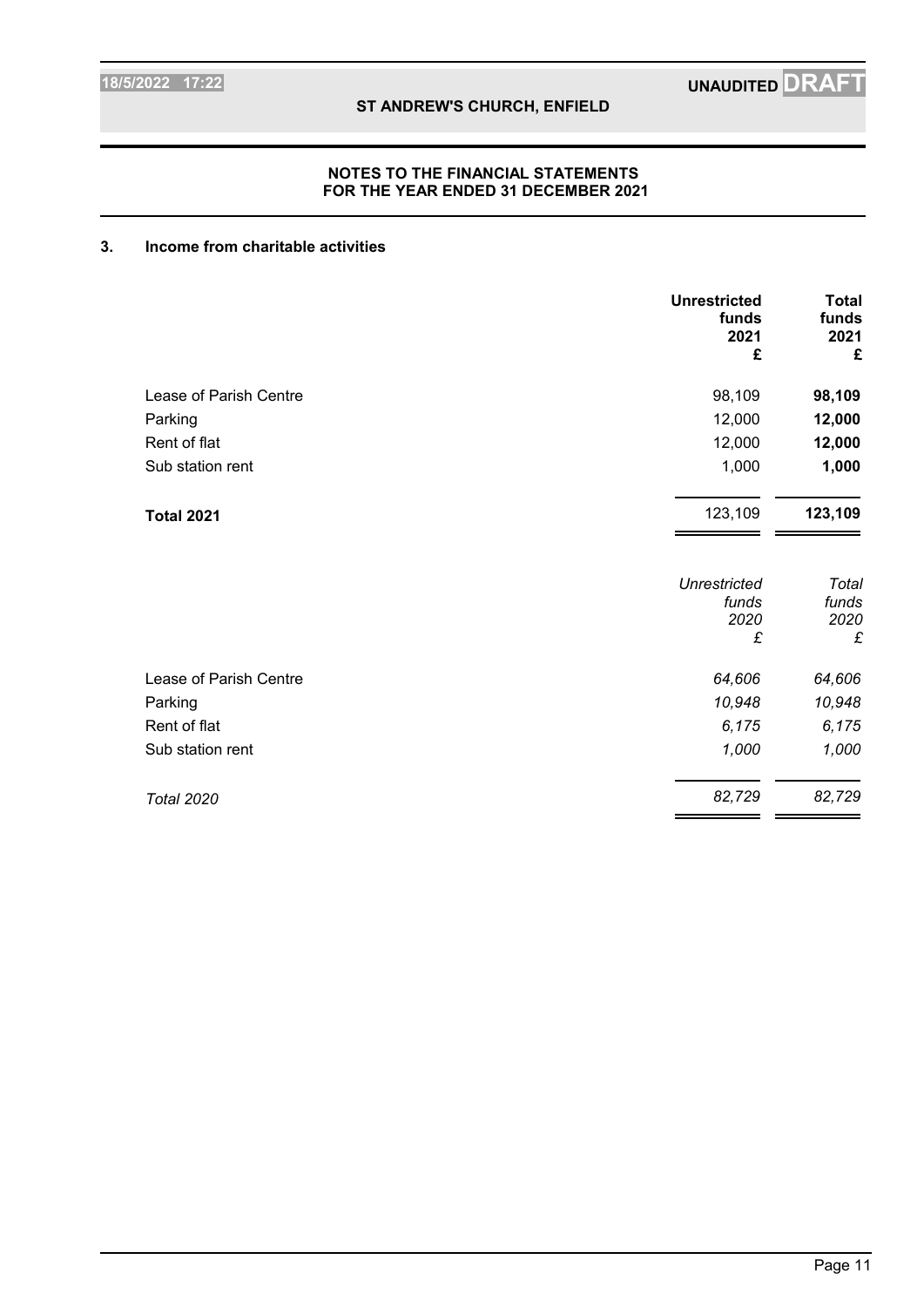## NOTES TO THE FINANCIAL STATEMENTS
## FOR THE YEAR ENDED 31 DECEMBER 2021

### 3. Income from charitable activities

| | Unrestricted funds 2021 £ | Total funds 2021 £ |
|---|---|---|
| Lease of Parish Centre | 98,109 | **98,109** |
| Parking | 12,000 | **12,000** |
| Rent of flat | 12,000 | **12,000** |
| Sub station rent | 1,000 | **1,000** |
| **Total 2021** | 123,109 | **123,109** |

| | *Unrestricted funds 2020 £* | *Total funds 2020 £* |
|---|---|---|
| Lease of Parish Centre | *64,606* | *64,606* |
| Parking | *10,948* | *10,948* |
| Rent of flat | *6,175* | *6,175* |
| Sub station rent | *1,000* | *1,000* |
| *Total 2020* | *82,729* | *82,729* |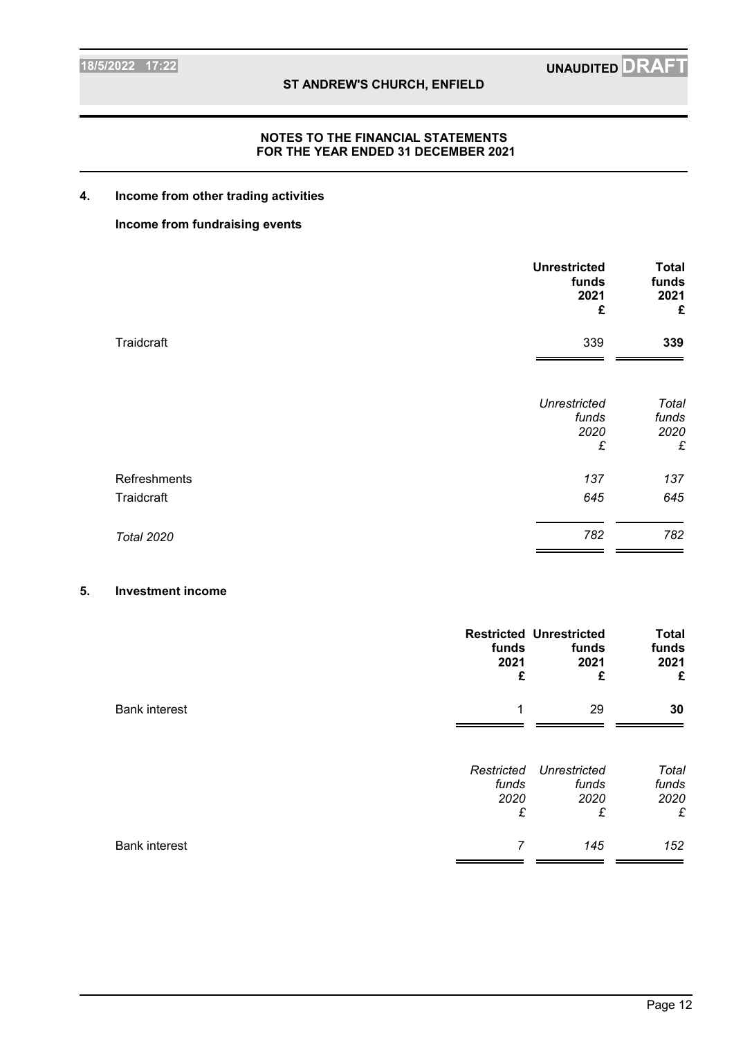**NOTES TO THE FINANCIAL STATEMENTS**
**FOR THE YEAR ENDED 31 DECEMBER 2021**

## 4. Income from other trading activities

### Income from fundraising events

| | Unrestricted funds 2021 £ | Total funds 2021 £ |
|---|---|---|
| Traidcraft | 339 | **339** |

| | *Unrestricted funds 2020 £* | *Total funds 2020 £* |
|---|---|---|
| Refreshments | *137* | *137* |
| Traidcraft | *645* | *645* |
| *Total 2020* | *782* | *782* |

## 5. Investment income

| | Restricted funds 2021 £ | Unrestricted funds 2021 £ | Total funds 2021 £ |
|---|---|---|---|
| Bank interest | 1 | 29 | **30** |

| | *Restricted funds 2020 £* | *Unrestricted funds 2020 £* | *Total funds 2020 £* |
|---|---|---|---|
| Bank interest | *7* | *145* | *152* |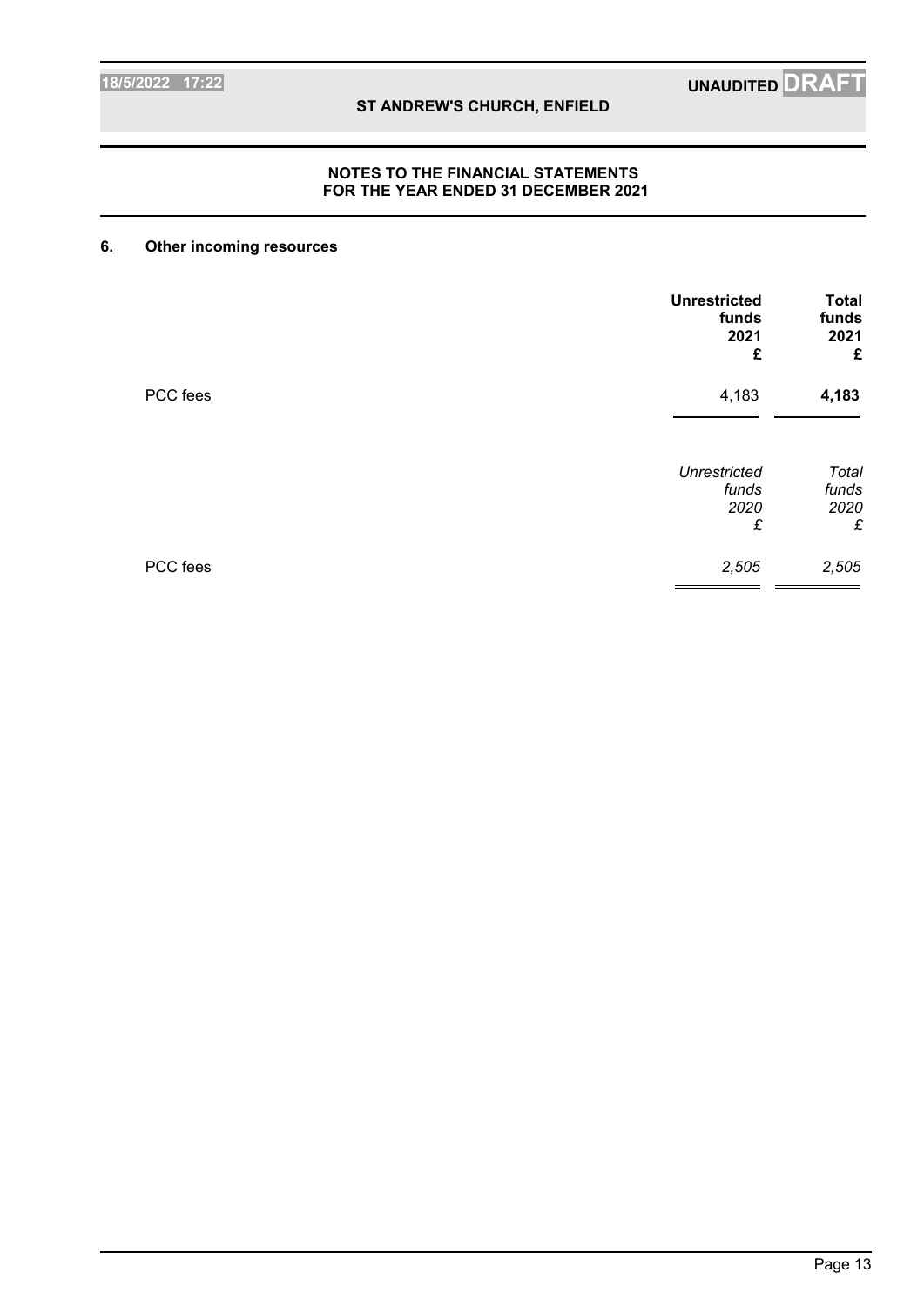## NOTES TO THE FINANCIAL STATEMENTS FOR THE YEAR ENDED 31 DECEMBER 2021

### 6. Other incoming resources

| | Unrestricted funds 2021 £ | Total funds 2021 £ |
|---|---|---|
| PCC fees | 4,183 | **4,183** |

| | *Unrestricted funds 2020 £* | *Total funds 2020 £* |
|---|---|---|
| PCC fees | *2,505* | *2,505* |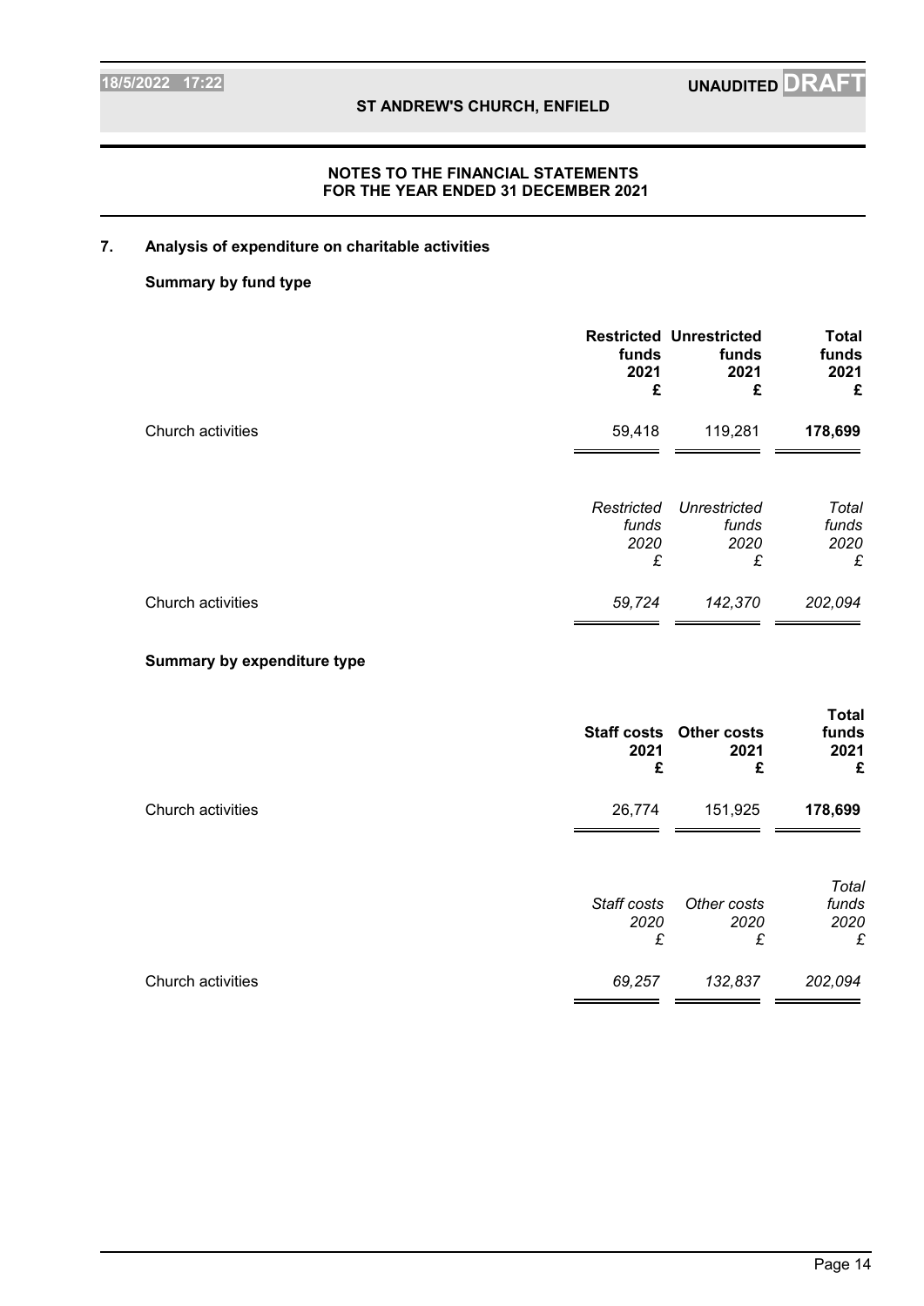## NOTES TO THE FINANCIAL STATEMENTS FOR THE YEAR ENDED 31 DECEMBER 2021

### 7. Analysis of expenditure on charitable activities

**Summary by fund type**

| | Restricted funds 2021 £ | Unrestricted funds 2021 £ | Total funds 2021 £ |
|---|---|---|---|
| Church activities | 59,418 | 119,281 | **178,699** |

| | *Restricted funds 2020 £* | *Unrestricted funds 2020 £* | *Total funds 2020 £* |
|---|---|---|---|
| Church activities | *59,724* | *142,370* | *202,094* |

**Summary by expenditure type**

| | Staff costs 2021 £ | Other costs 2021 £ | Total funds 2021 £ |
|---|---|---|---|
| Church activities | 26,774 | 151,925 | **178,699** |

| | *Staff costs 2020 £* | *Other costs 2020 £* | *Total funds 2020 £* |
|---|---|---|---|
| Church activities | *69,257* | *132,837* | *202,094* |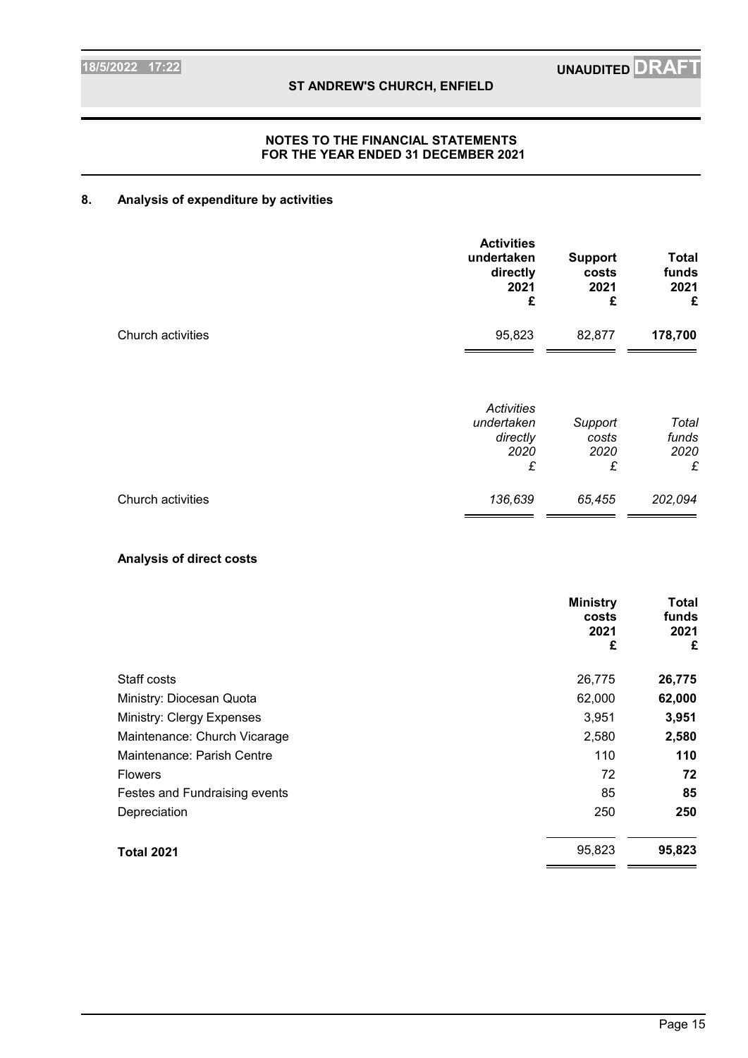**ST ANDREW'S CHURCH, ENFIELD**

**NOTES TO THE FINANCIAL STATEMENTS**
**FOR THE YEAR ENDED 31 DECEMBER 2021**

## 8. Analysis of expenditure by activities

| | Activities undertaken directly 2021 £ | Support costs 2021 £ | Total funds 2021 £ |
|---|---|---|---|
| Church activities | 95,823 | 82,877 | **178,700** |

| | *Activities undertaken directly 2020 £* | *Support costs 2020 £* | *Total funds 2020 £* |
|---|---|---|---|
| Church activities | *136,639* | *65,455* | *202,094* |

### Analysis of direct costs

| | Ministry costs 2021 £ | Total funds 2021 £ |
|---|---|---|
| Staff costs | 26,775 | **26,775** |
| Ministry: Diocesan Quota | 62,000 | **62,000** |
| Ministry: Clergy Expenses | 3,951 | **3,951** |
| Maintenance: Church Vicarage | 2,580 | **2,580** |
| Maintenance: Parish Centre | 110 | **110** |
| Flowers | 72 | **72** |
| Festes and Fundraising events | 85 | **85** |
| Depreciation | 250 | **250** |
| **Total 2021** | 95,823 | **95,823** |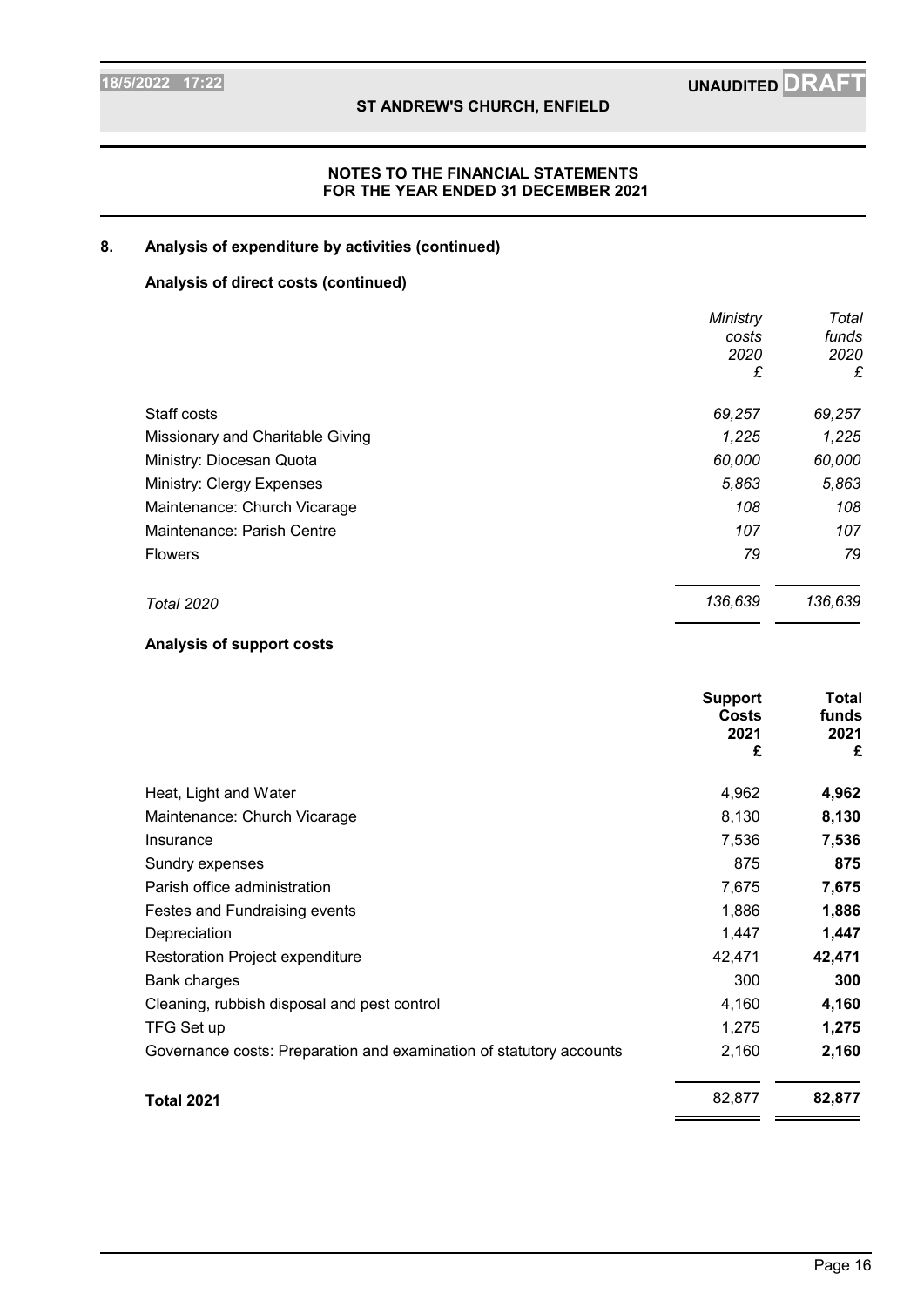## NOTES TO THE FINANCIAL STATEMENTS
## FOR THE YEAR ENDED 31 DECEMBER 2021

### 8. Analysis of expenditure by activities (continued)

**Analysis of direct costs (continued)**

| | *Ministry costs 2020 £* | *Total funds 2020 £* |
|---|---|---|
| Staff costs | *69,257* | *69,257* |
| Missionary and Charitable Giving | *1,225* | *1,225* |
| Ministry: Diocesan Quota | *60,000* | *60,000* |
| Ministry: Clergy Expenses | *5,863* | *5,863* |
| Maintenance: Church Vicarage | *108* | *108* |
| Maintenance: Parish Centre | *107* | *107* |
| Flowers | *79* | *79* |
| *Total 2020* | *136,639* | *136,639* |

**Analysis of support costs**

| | **Support Costs 2021 £** | **Total funds 2021 £** |
|---|---|---|
| Heat, Light and Water | 4,962 | **4,962** |
| Maintenance: Church Vicarage | 8,130 | **8,130** |
| Insurance | 7,536 | **7,536** |
| Sundry expenses | 875 | **875** |
| Parish office administration | 7,675 | **7,675** |
| Festes and Fundraising events | 1,886 | **1,886** |
| Depreciation | 1,447 | **1,447** |
| Restoration Project expenditure | 42,471 | **42,471** |
| Bank charges | 300 | **300** |
| Cleaning, rubbish disposal and pest control | 4,160 | **4,160** |
| TFG Set up | 1,275 | **1,275** |
| Governance costs: Preparation and examination of statutory accounts | 2,160 | **2,160** |
| **Total 2021** | 82,877 | **82,877** |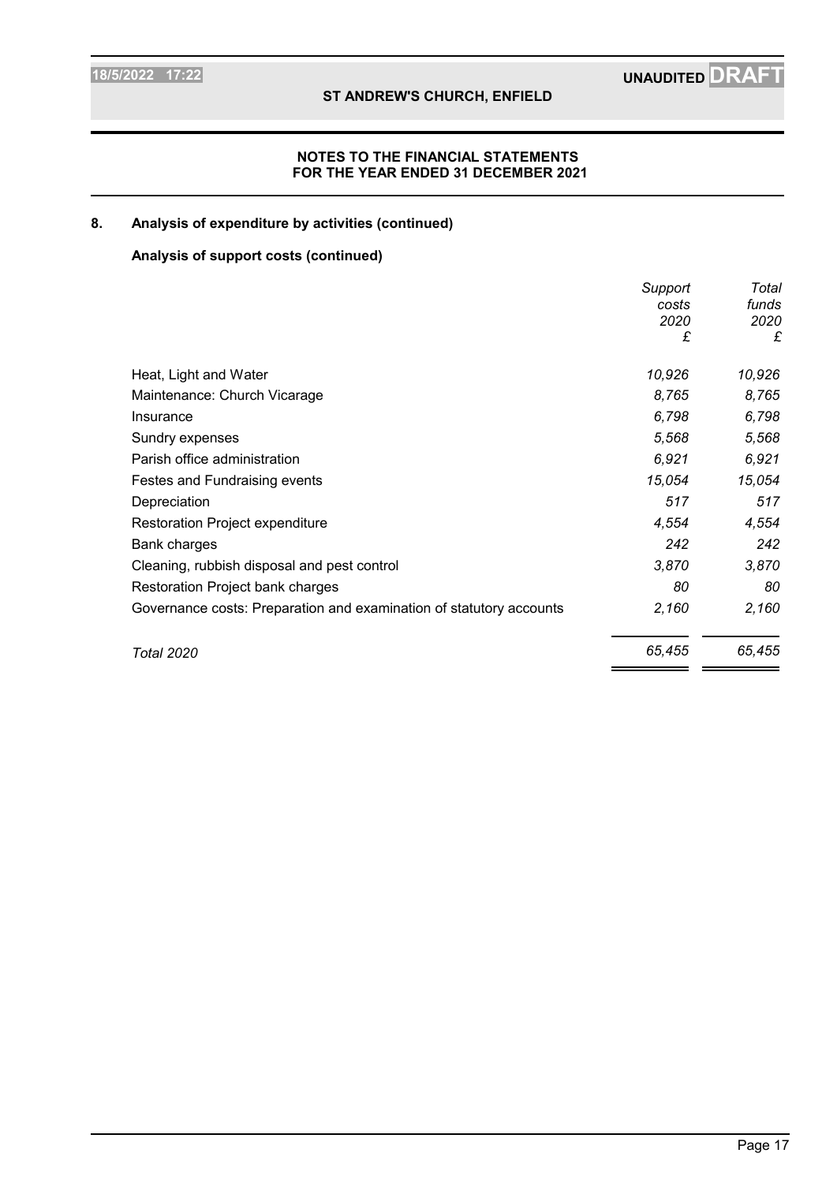## NOTES TO THE FINANCIAL STATEMENTS
## FOR THE YEAR ENDED 31 DECEMBER 2021

### 8. Analysis of expenditure by activities (continued)

**Analysis of support costs (continued)**

| | *Support costs 2020 £* | *Total funds 2020 £* |
|---|---|---|
| Heat, Light and Water | *10,926* | *10,926* |
| Maintenance: Church Vicarage | *8,765* | *8,765* |
| Insurance | *6,798* | *6,798* |
| Sundry expenses | *5,568* | *5,568* |
| Parish office administration | *6,921* | *6,921* |
| Festes and Fundraising events | *15,054* | *15,054* |
| Depreciation | *517* | *517* |
| Restoration Project expenditure | *4,554* | *4,554* |
| Bank charges | *242* | *242* |
| Cleaning, rubbish disposal and pest control | *3,870* | *3,870* |
| Restoration Project bank charges | *80* | *80* |
| Governance costs: Preparation and examination of statutory accounts | *2,160* | *2,160* |
| *Total 2020* | *65,455* | *65,455* |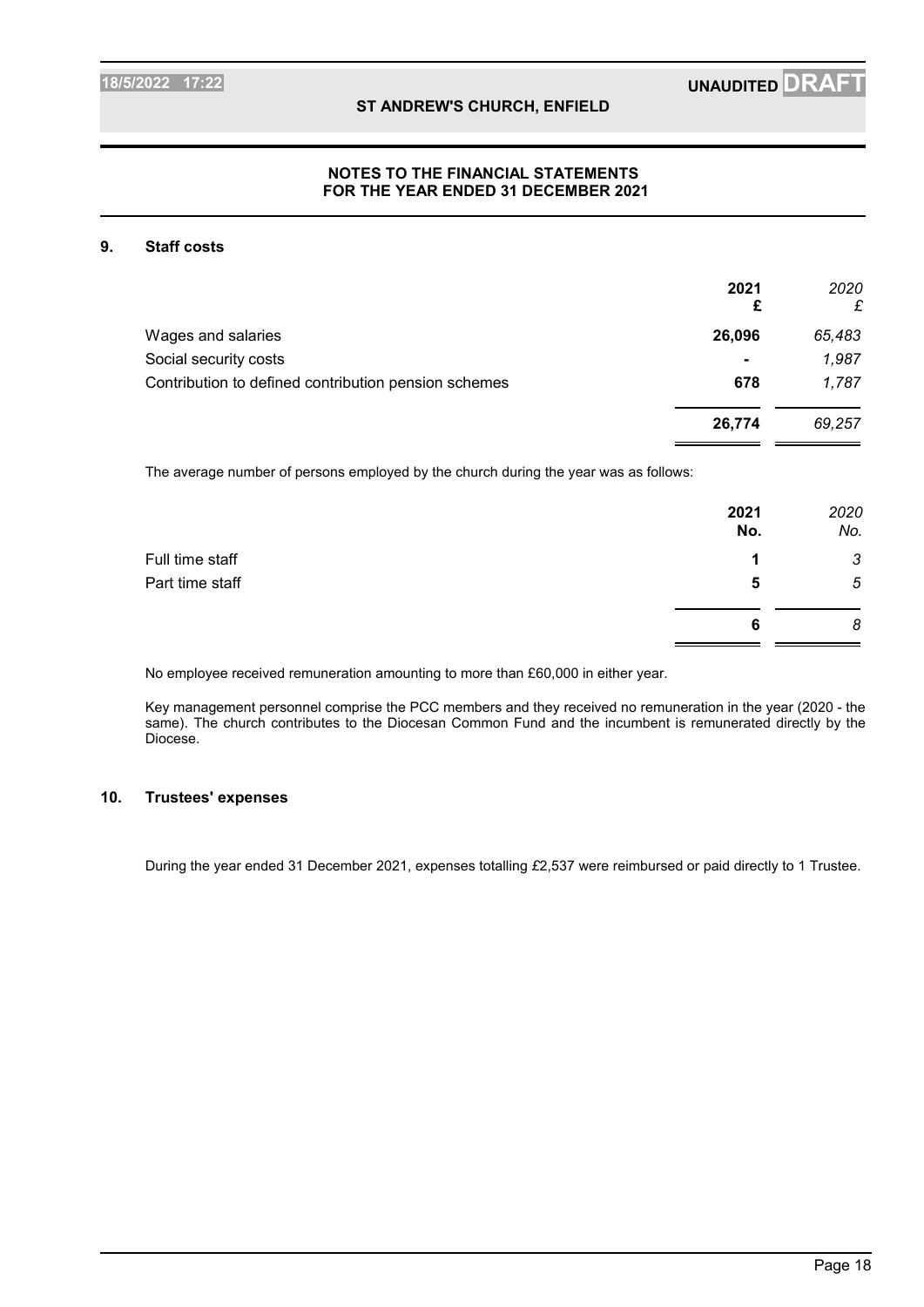## NOTES TO THE FINANCIAL STATEMENTS FOR THE YEAR ENDED 31 DECEMBER 2021

### 9. Staff costs

| | 2021 £ | 2020 £ |
|---|---|---|
| Wages and salaries | **26,096** | *65,483* |
| Social security costs | **-** | *1,987* |
| Contribution to defined contribution pension schemes | **678** | *1,787* |
| | **26,774** | *69,257* |

The average number of persons employed by the church during the year was as follows:

| | 2021 No. | 2020 No. |
|---|---|---|
| Full time staff | **1** | *3* |
| Part time staff | **5** | *5* |
| | **6** | *8* |

No employee received remuneration amounting to more than £60,000 in either year.

Key management personnel comprise the PCC members and they received no remuneration in the year (2020 - the same). The church contributes to the Diocesan Common Fund and the incumbent is remunerated directly by the Diocese.

### 10. Trustees' expenses

During the year ended 31 December 2021, expenses totalling £2,537 were reimbursed or paid directly to 1 Trustee.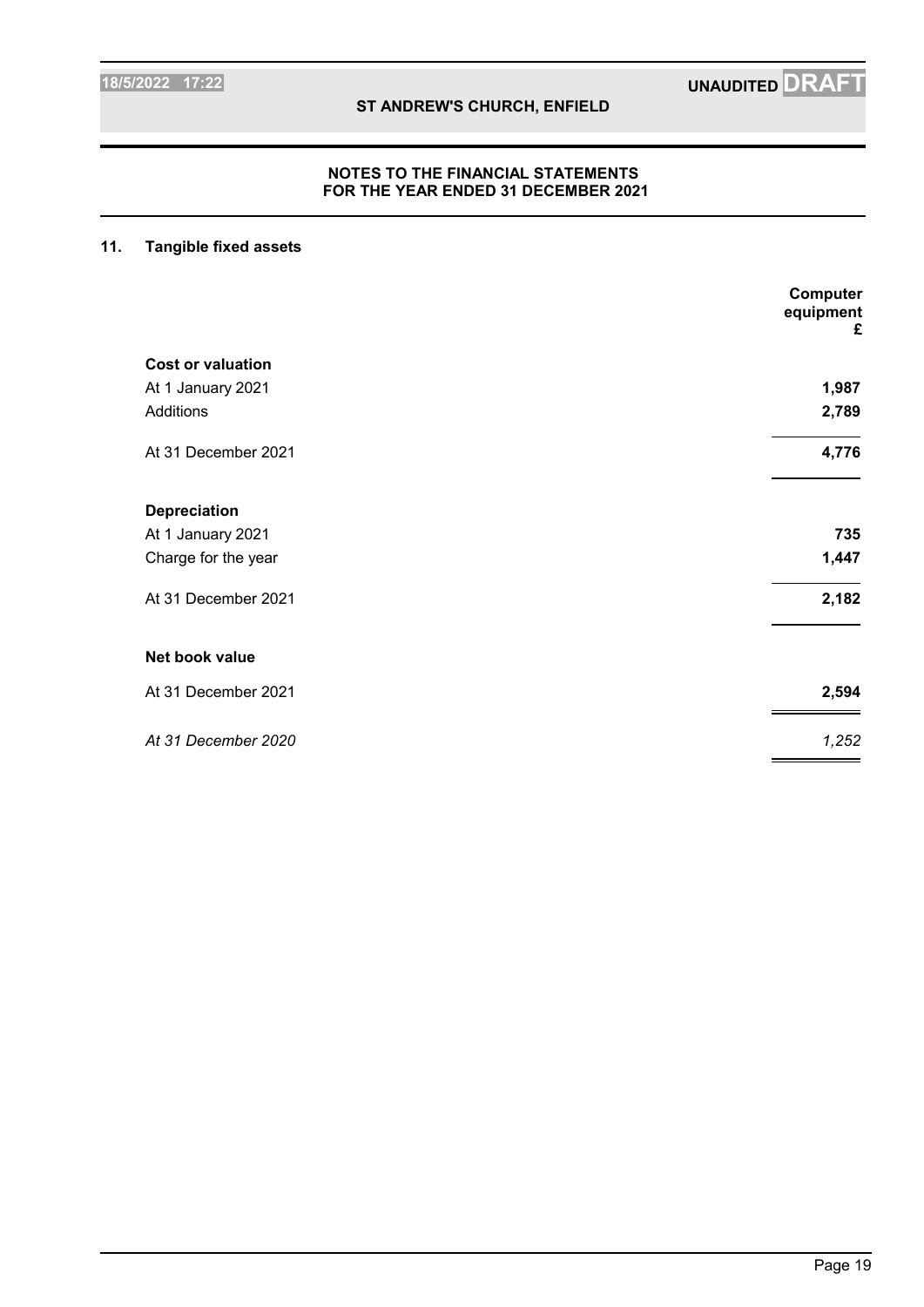**NOTES TO THE FINANCIAL STATEMENTS**
**FOR THE YEAR ENDED 31 DECEMBER 2021**

## 11. Tangible fixed assets

| | Computer equipment £ |
|---|---|
| **Cost or valuation** | |
| At 1 January 2021 | **1,987** |
| Additions | **2,789** |
| At 31 December 2021 | **4,776** |
| **Depreciation** | |
| At 1 January 2021 | **735** |
| Charge for the year | **1,447** |
| At 31 December 2021 | **2,182** |
| **Net book value** | |
| At 31 December 2021 | **2,594** |
| *At 31 December 2020* | *1,252* |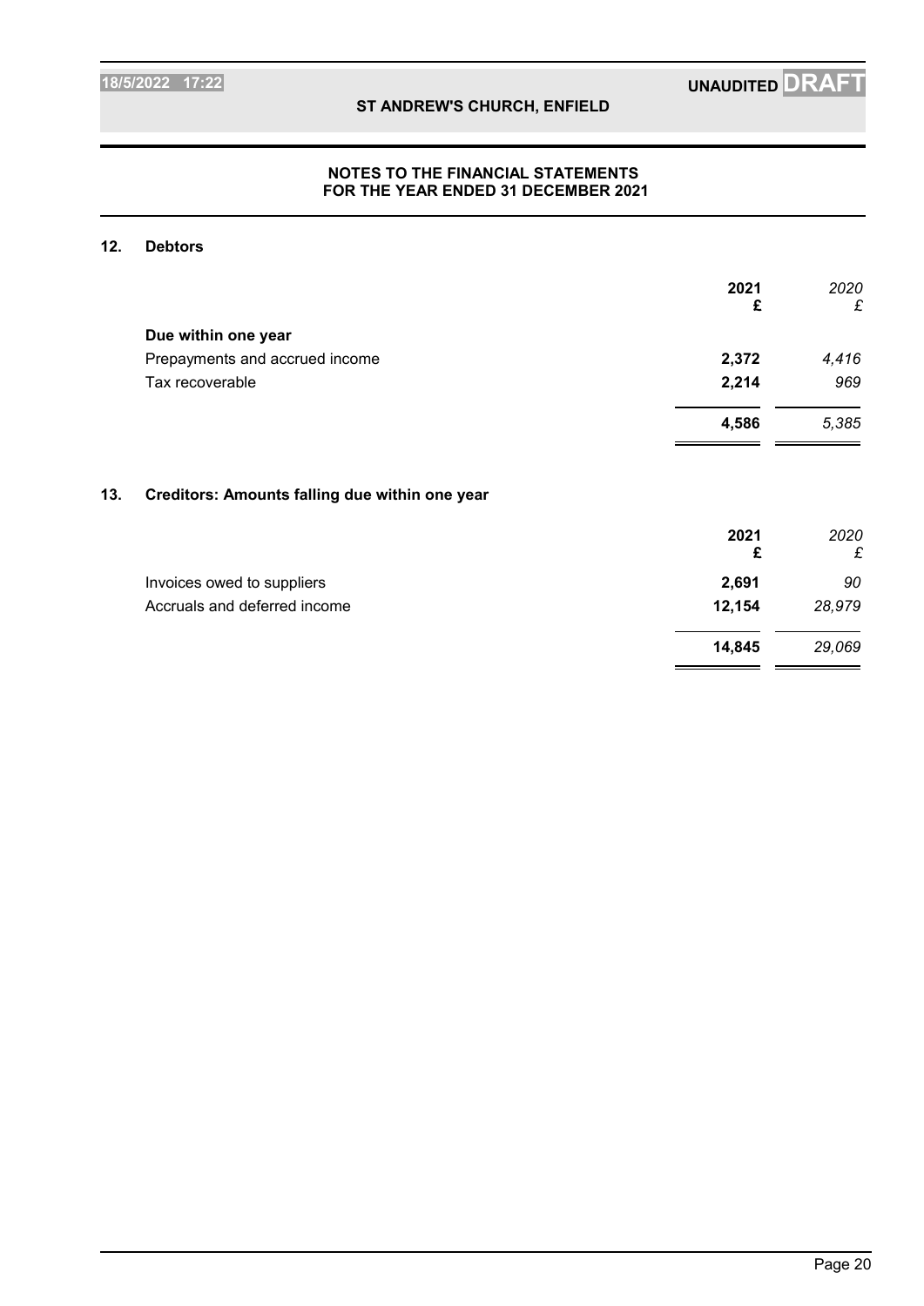## NOTES TO THE FINANCIAL STATEMENTS FOR THE YEAR ENDED 31 DECEMBER 2021

### 12. Debtors

| | 2021 £ | 2020 £ |
|---|---|---|
| **Due within one year** | | |
| Prepayments and accrued income | **2,372** | *4,416* |
| Tax recoverable | **2,214** | *969* |
| | **4,586** | *5,385* |

### 13. Creditors: Amounts falling due within one year

| | 2021 £ | 2020 £ |
|---|---|---|
| Invoices owed to suppliers | **2,691** | *90* |
| Accruals and deferred income | **12,154** | *28,979* |
| | **14,845** | *29,069* |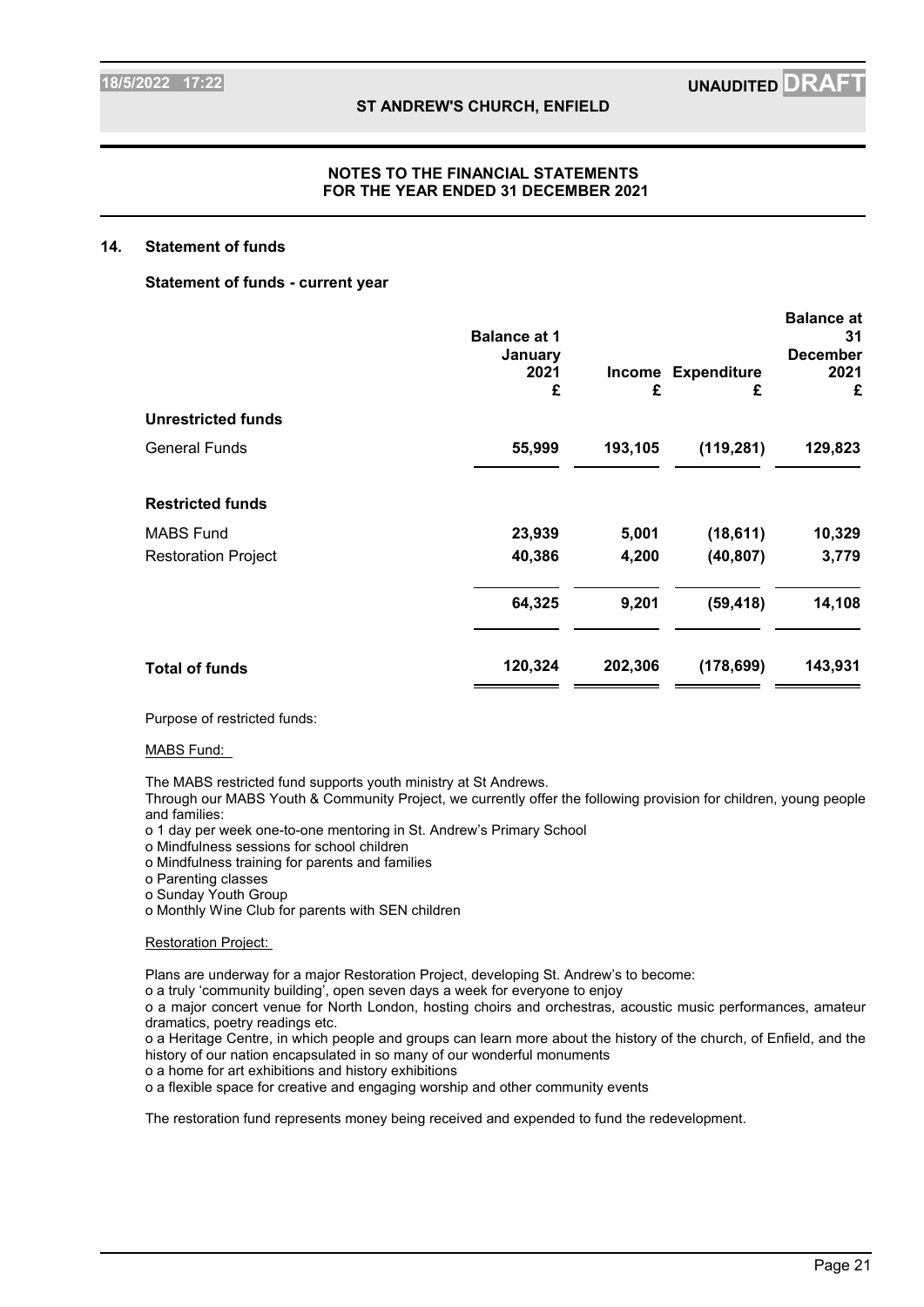## NOTES TO THE FINANCIAL STATEMENTS FOR THE YEAR ENDED 31 DECEMBER 2021

### 14. Statement of funds

**Statement of funds - current year**

| | Balance at 1 January 2021 £ | Income £ | Expenditure £ | Balance at 31 December 2021 £ |
|---|---|---|---|---|
| **Unrestricted funds** | | | | |
| General Funds | **55,999** | **193,105** | **(119,281)** | **129,823** |
| **Restricted funds** | | | | |
| MABS Fund | **23,939** | **5,001** | **(18,611)** | **10,329** |
| Restoration Project | **40,386** | **4,200** | **(40,807)** | **3,779** |
| | **64,325** | **9,201** | **(59,418)** | **14,108** |
| **Total of funds** | **120,324** | **202,306** | **(178,699)** | **143,931** |

Purpose of restricted funds:

MABS Fund:

The MABS restricted fund supports youth ministry at St Andrews.

Through our MABS Youth & Community Project, we currently offer the following provision for children, young people and families:

o 1 day per week one-to-one mentoring in St. Andrew's Primary School
o Mindfulness sessions for school children
o Mindfulness training for parents and families
o Parenting classes
o Sunday Youth Group
o Monthly Wine Club for parents with SEN children

Restoration Project:

Plans are underway for a major Restoration Project, developing St. Andrew's to become:

o a truly 'community building', open seven days a week for everyone to enjoy
o a major concert venue for North London, hosting choirs and orchestras, acoustic music performances, amateur dramatics, poetry readings etc.
o a Heritage Centre, in which people and groups can learn more about the history of the church, of Enfield, and the history of our nation encapsulated in so many of our wonderful monuments
o a home for art exhibitions and history exhibitions
o a flexible space for creative and engaging worship and other community events

The restoration fund represents money being received and expended to fund the redevelopment.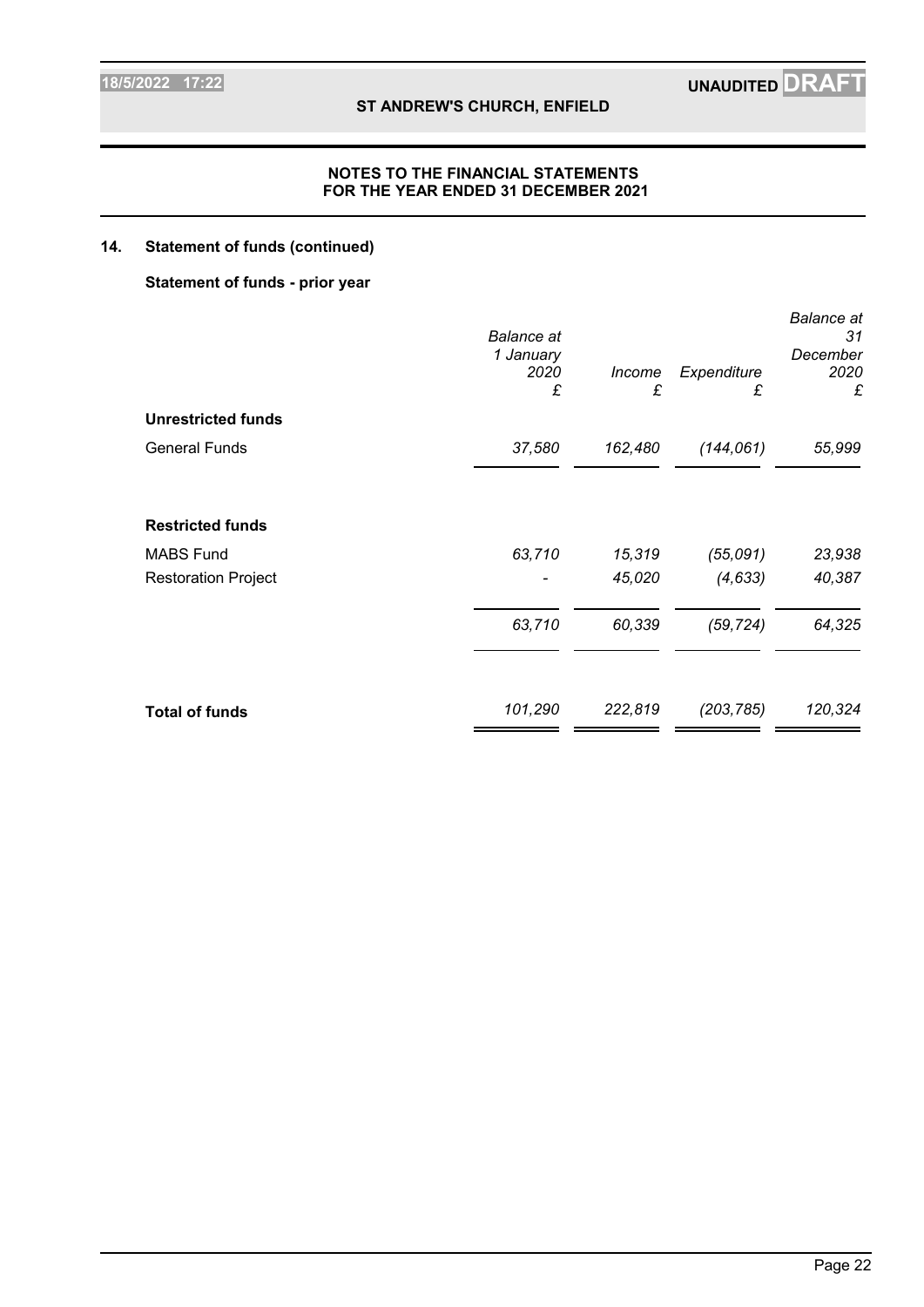## NOTES TO THE FINANCIAL STATEMENTS FOR THE YEAR ENDED 31 DECEMBER 2021

### 14. Statement of funds (continued)

**Statement of funds - prior year**

| | *Balance at 1 January 2020* £ | *Income* £ | *Expenditure* £ | *Balance at 31 December 2020* £ |
|---|---|---|---|---|
| **Unrestricted funds** | | | | |
| General Funds | *37,580* | *162,480* | *(144,061)* | *55,999* |
| **Restricted funds** | | | | |
| MABS Fund | *63,710* | *15,319* | *(55,091)* | *23,938* |
| Restoration Project | *-* | *45,020* | *(4,633)* | *40,387* |
| | *63,710* | *60,339* | *(59,724)* | *64,325* |
| **Total of funds** | *101,290* | *222,819* | *(203,785)* | *120,324* |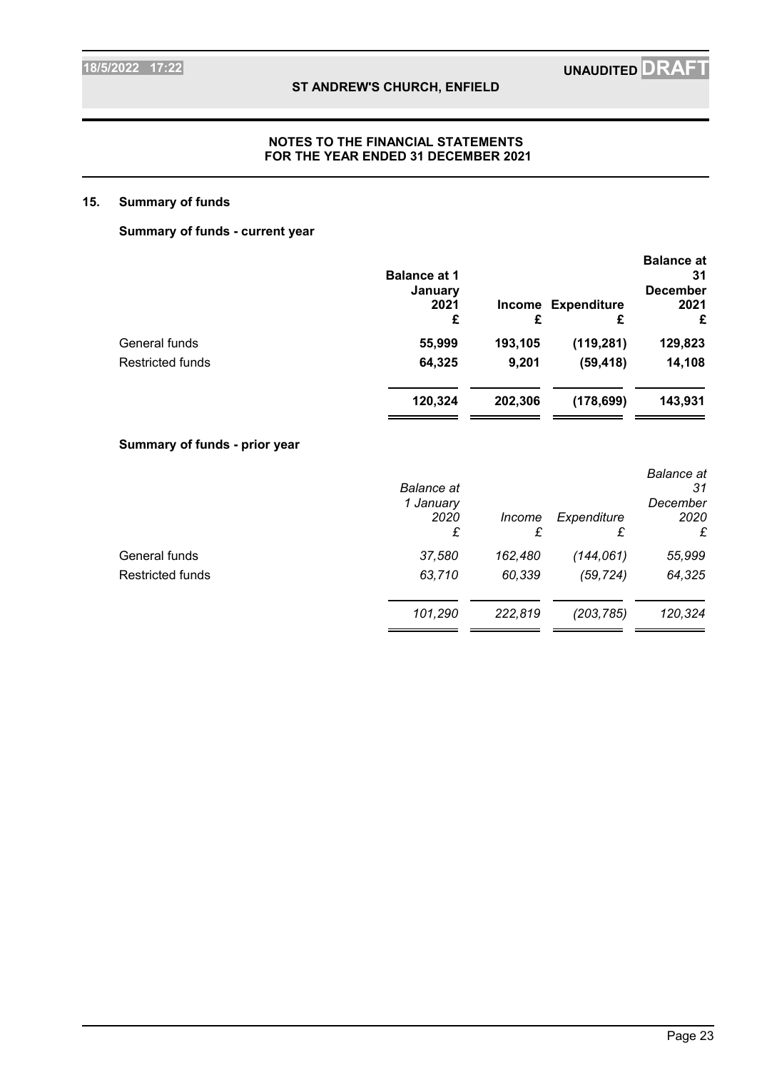## NOTES TO THE FINANCIAL STATEMENTS FOR THE YEAR ENDED 31 DECEMBER 2021

### 15. Summary of funds

**Summary of funds - current year**

| | Balance at 1 January 2021 £ | Income £ | Expenditure £ | Balance at 31 December 2021 £ |
|---|---|---|---|---|
| General funds | **55,999** | **193,105** | **(119,281)** | **129,823** |
| Restricted funds | **64,325** | **9,201** | **(59,418)** | **14,108** |
| | **120,324** | **202,306** | **(178,699)** | **143,931** |

**Summary of funds - prior year**

| | *Balance at 1 January 2020 £* | *Income £* | *Expenditure £* | *Balance at 31 December 2020 £* |
|---|---|---|---|---|
| General funds | *37,580* | *162,480* | *(144,061)* | *55,999* |
| Restricted funds | *63,710* | *60,339* | *(59,724)* | *64,325* |
| | *101,290* | *222,819* | *(203,785)* | *120,324* |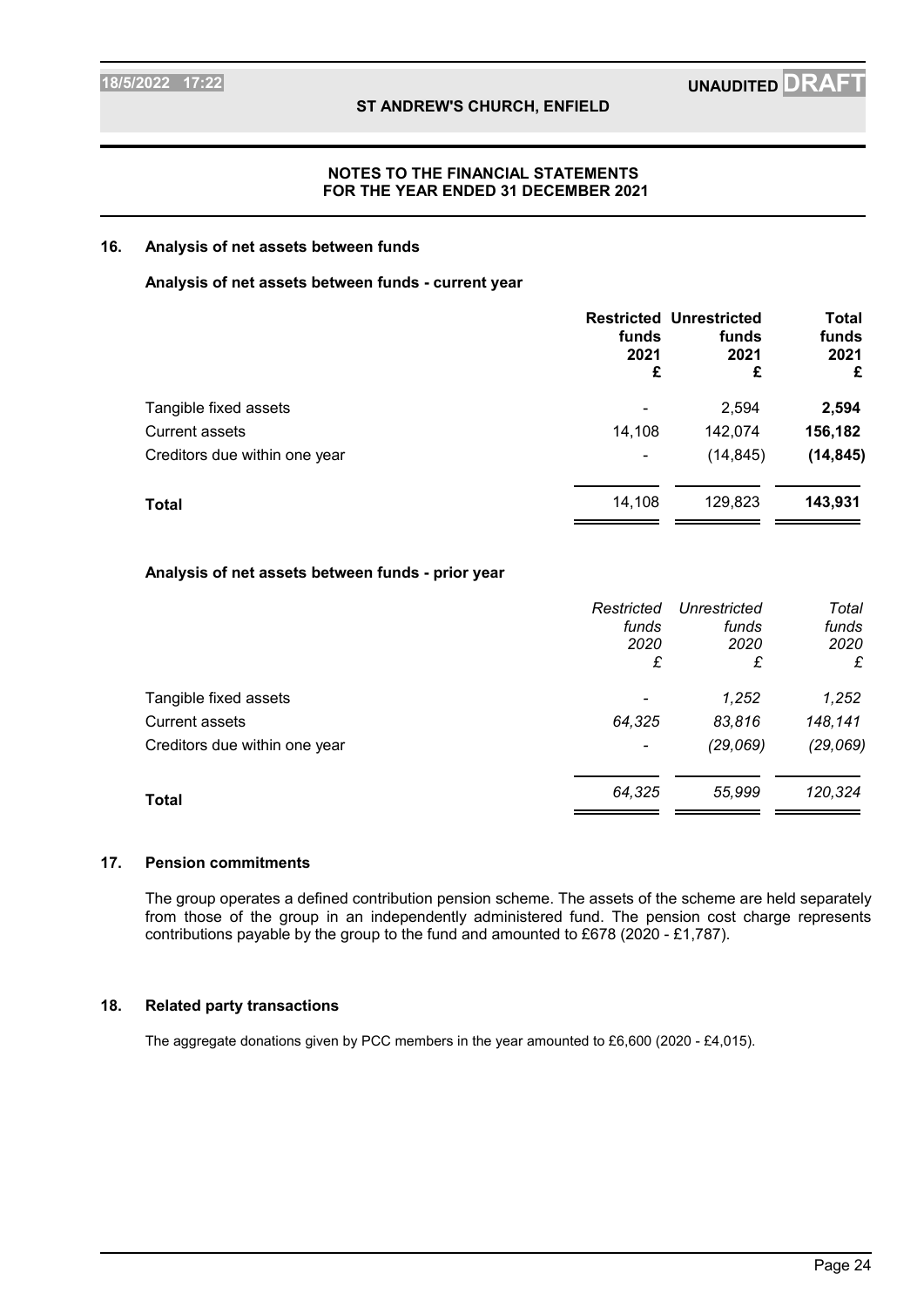## NOTES TO THE FINANCIAL STATEMENTS FOR THE YEAR ENDED 31 DECEMBER 2021

### 16. Analysis of net assets between funds

**Analysis of net assets between funds - current year**

| | Restricted funds 2021 £ | Unrestricted funds 2021 £ | Total funds 2021 £ |
|---|---|---|---|
| Tangible fixed assets | - | 2,594 | **2,594** |
| Current assets | 14,108 | 142,074 | **156,182** |
| Creditors due within one year | - | (14,845) | **(14,845)** |
| **Total** | 14,108 | 129,823 | **143,931** |

**Analysis of net assets between funds - prior year**

| | *Restricted funds 2020 £* | *Unrestricted funds 2020 £* | *Total funds 2020 £* |
|---|---|---|---|
| Tangible fixed assets | - | *1,252* | *1,252* |
| Current assets | *64,325* | *83,816* | *148,141* |
| Creditors due within one year | - | *(29,069)* | *(29,069)* |
| **Total** | *64,325* | *55,999* | *120,324* |

### 17. Pension commitments

The group operates a defined contribution pension scheme. The assets of the scheme are held separately from those of the group in an independently administered fund. The pension cost charge represents contributions payable by the group to the fund and amounted to £678 (2020 - £1,787).

### 18. Related party transactions

The aggregate donations given by PCC members in the year amounted to £6,600 (2020 - £4,015).